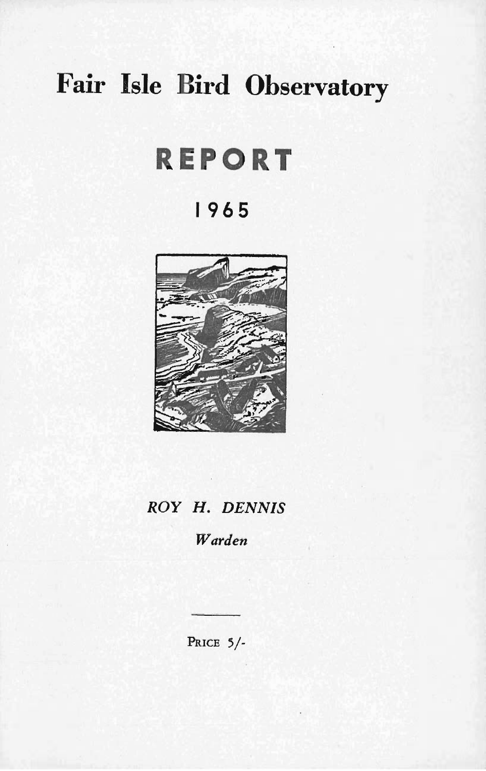# Fair Isle Bird Observatory

# REPORT

## 1965

*ROY H. DENNIS*

*Warden*

---

PRICE 5/-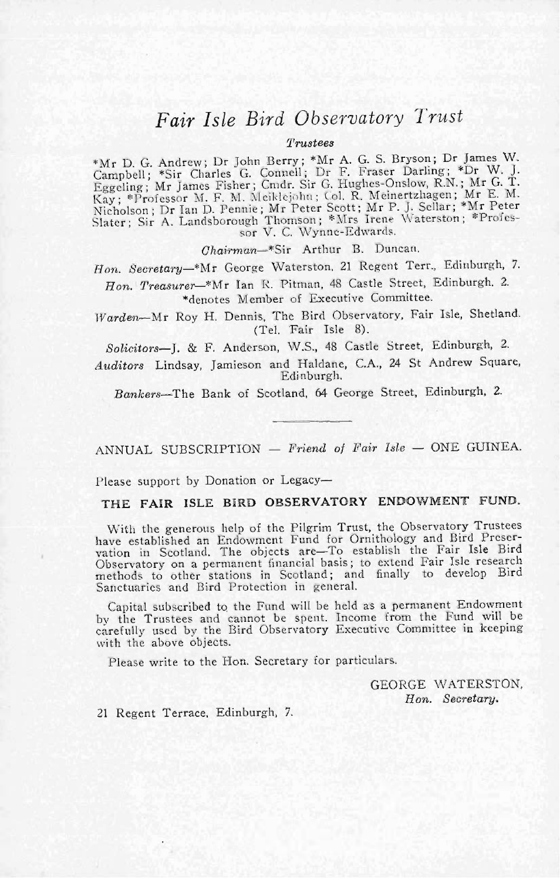# *Fair Isle Bird Observatory Trust*

*Trustees*

*Mr D. G. Andrew; Dr John Berry; *Mr A. G. S. Bryson; Dr James W. Campbell; *Sir Charles G. Connell; Dr F. Fraser Darling; *Dr W. J. Eggeling; Mr James Fisher; Cmdr. Sir G. Hughes-Onslow, R.N.; Mr G. T. Kay; *Professor M. F. M. Meiklejohn; Col. R. Meinertzhagen; Mr E. M. Nicholson; Dr Ian D. Pennie; Mr Peter Scott; Mr P. J. Sellar; *Mr Peter Slater; Sir A. Landsborough Thomson; *Mrs Irene Waterston; *Professor V. C. Wynne-Edwards.

*Chairman*—*Sir Arthur B. Duncan.

*Hon. Secretary*—*Mr George Waterston, 21 Regent Terr., Edinburgh, 7.

*Hon. Treasurer*—*Mr Ian R. Pitman, 48 Castle Street, Edinburgh. 2.

*denotes Member of Executive Committee.

*Warden*—Mr Roy H. Dennis, The Bird Observatory, Fair Isle, Shetland. (Tel. Fair Isle 8).

*Solicitors*—J. & F. Anderson, W.S., 48 Castle Street, Edinburgh, 2.

*Auditors* Lindsay, Jamieson and Haldane, C.A., 24 St Andrew Square, Edinburgh.

*Bankers*—The Bank of Scotland, 64 George Street, Edinburgh, 2.

---

ANNUAL SUBSCRIPTION — *Friend of Fair Isle* — ONE GUINEA.

Please support by Donation or Legacy—

**THE FAIR ISLE BIRD OBSERVATORY ENDOWMENT FUND.**

With the generous help of the Pilgrim Trust, the Observatory Trustees have established an Endowment Fund for Ornithology and Bird Preservation in Scotland. The objects are—To establish the Fair Isle Bird Observatory on a permanent financial basis; to extend Fair Isle research methods to other stations in Scotland; and finally to develop Bird Sanctuaries and Bird Protection in general.

Capital subscribed to the Fund will be held as a permanent Endowment by the Trustees and cannot be spent. Income from the Fund will be carefully used by the Bird Observatory Executive Committee in keeping with the above objects.

Please write to the Hon. Secretary for particulars.

GEORGE WATERSTON,
*Hon. Secretary.*

21 Regent Terrace, Edinburgh, 7.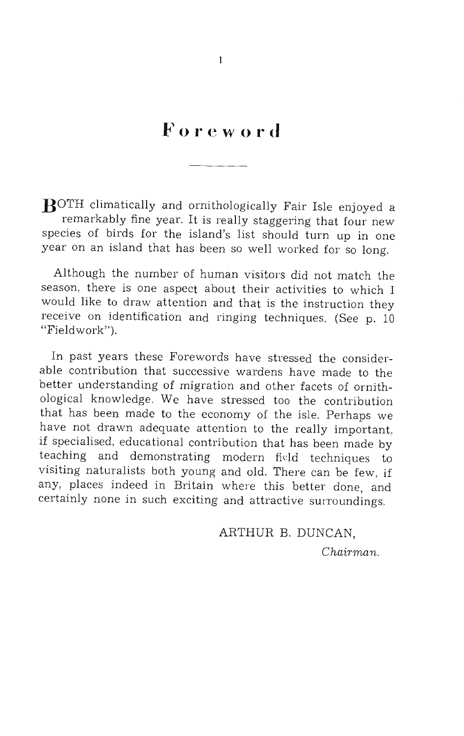# Foreword

BOTH climatically and ornithologically Fair Isle enjoyed a remarkably fine year. It is really staggering that four new species of birds for the island's list should turn up in one year on an island that has been so well worked for so long.

Although the number of human visitors did not match the season, there is one aspect about their activities to which I would like to draw attention and that is the instruction they receive on identification and ringing techniques. (See p. 10 "Fieldwork").

In past years these Forewords have stressed the considerable contribution that successive wardens have made to the better understanding of migration and other facets of ornithological knowledge. We have stressed too the contribution that has been made to the economy of the isle. Perhaps we have not drawn adequate attention to the really important, if specialised, educational contribution that has been made by teaching and demonstrating modern field techniques to visiting naturalists both young and old. There can be few, if any, places indeed in Britain where this better done, and certainly none in such exciting and attractive surroundings.

ARTHUR B. DUNCAN,

*Chairman.*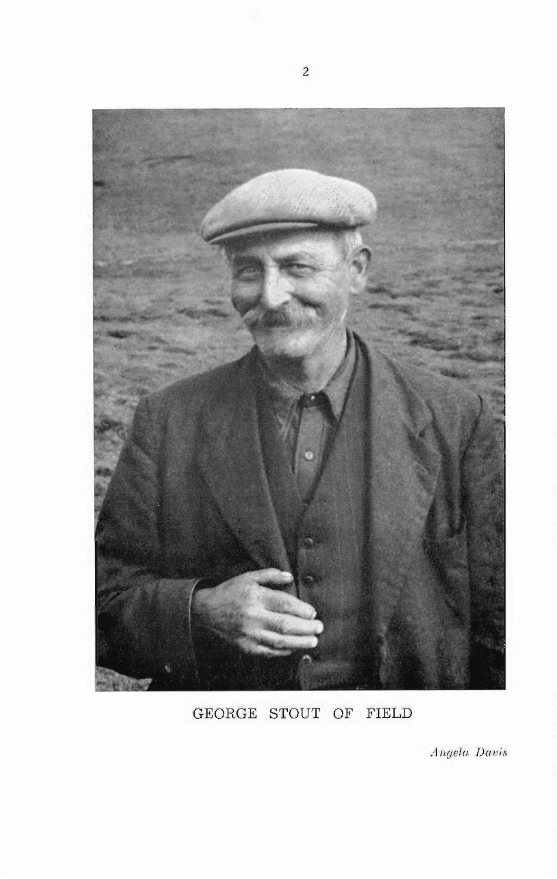GEORGE STOUT OF FIELD

*Angela Davis*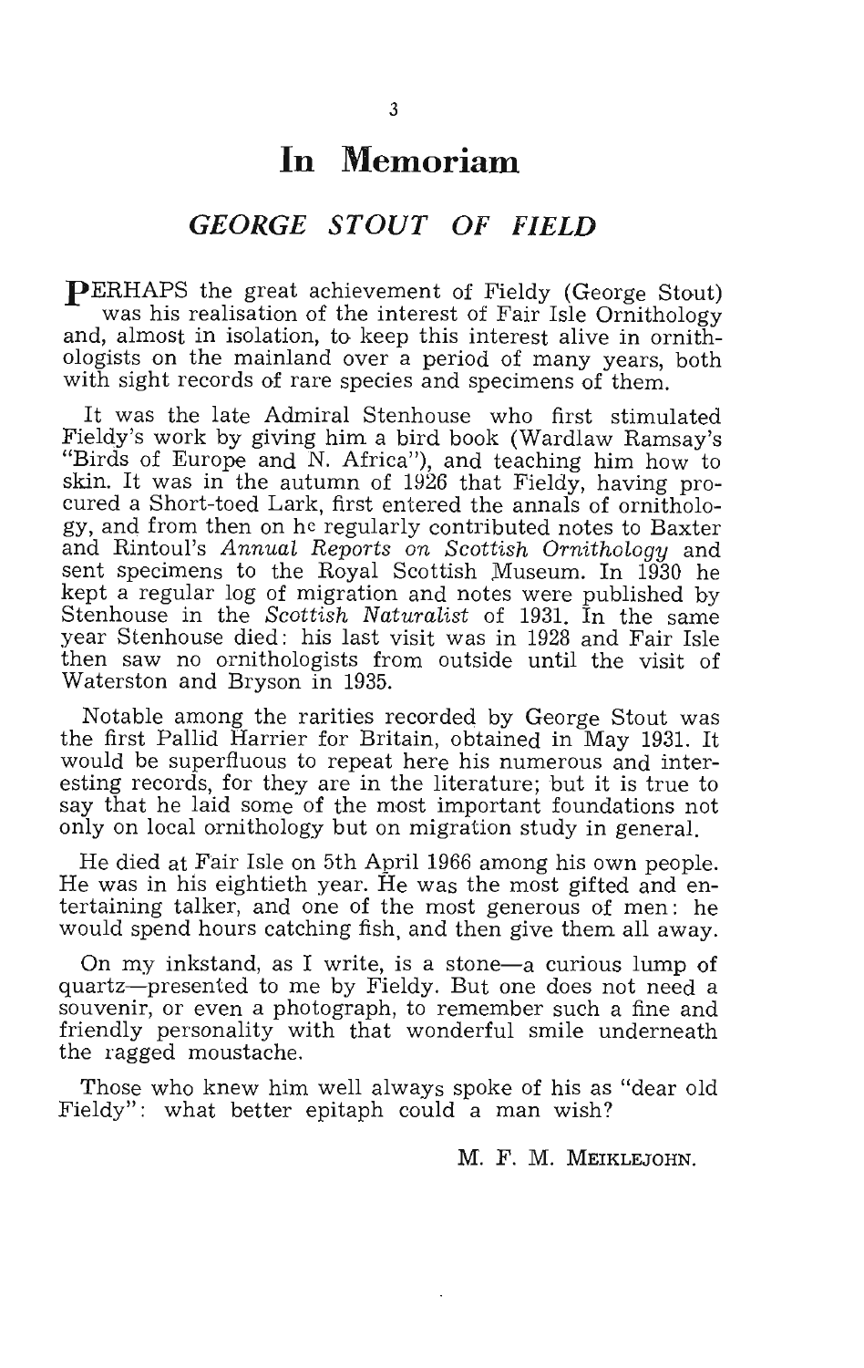# In Memoriam

## *GEORGE STOUT OF FIELD*

PERHAPS the great achievement of Fieldy (George Stout) was his realisation of the interest of Fair Isle Ornithology and, almost in isolation, to keep this interest alive in ornithologists on the mainland over a period of many years, both with sight records of rare species and specimens of them.

It was the late Admiral Stenhouse who first stimulated Fieldy's work by giving him a bird book (Wardlaw Ramsay's "Birds of Europe and N. Africa"), and teaching him how to skin. It was in the autumn of 1926 that Fieldy, having procured a Short-toed Lark, first entered the annals of ornithology, and from then on he regularly contributed notes to Baxter and Rintoul's *Annual Reports on Scottish Ornithology* and sent specimens to the Royal Scottish Museum. In 1930 he kept a regular log of migration and notes were published by Stenhouse in the *Scottish Naturalist* of 1931. In the same year Stenhouse died: his last visit was in 1928 and Fair Isle then saw no ornithologists from outside until the visit of Waterston and Bryson in 1935.

Notable among the rarities recorded by George Stout was the first Pallid Harrier for Britain, obtained in May 1931. It would be superfluous to repeat here his numerous and interesting records, for they are in the literature; but it is true to say that he laid some of the most important foundations not only on local ornithology but on migration study in general.

He died at Fair Isle on 5th April 1966 among his own people. He was in his eightieth year. He was the most gifted and entertaining talker, and one of the most generous of men: he would spend hours catching fish, and then give them all away.

On my inkstand, as I write, is a stone—a curious lump of quartz—presented to me by Fieldy. But one does not need a souvenir, or even a photograph, to remember such a fine and friendly personality with that wonderful smile underneath the ragged moustache.

Those who knew him well always spoke of his as "dear old Fieldy": what better epitaph could a man wish?

M. F. M. MEIKLEJOHN.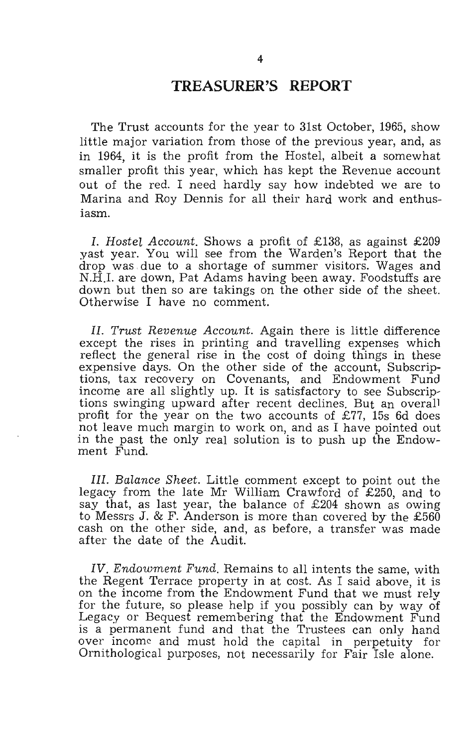## TREASURER'S REPORT

The Trust accounts for the year to 31st October, 1965, show little major variation from those of the previous year, and, as in 1964, it is the profit from the Hostel, albeit a somewhat smaller profit this year, which has kept the Revenue account out of the red. I need hardly say how indebted we are to Marina and Roy Dennis for all their hard work and enthusiasm.

I. *Hostel Account.* Shows a profit of £138, as against £209 yast year. You will see from the Warden's Report that the drop was due to a shortage of summer visitors. Wages and N.H.I. are down, Pat Adams having been away. Foodstuffs are down but then so are takings on the other side of the sheet. Otherwise I have no comment.

II. *Trust Revenue Account.* Again there is little difference except the rises in printing and travelling expenses which reflect the general rise in the cost of doing things in these expensive days. On the other side of the account, Subscriptions, tax recovery on Covenants, and Endowment Fund income are all slightly up. It is satisfactory to see Subscriptions swinging upward after recent declines. But an overall profit for the year on the two accounts of £77, 15s 6d does not leave much margin to work on, and as I have pointed out in the past the only real solution is to push up the Endowment Fund.

III. *Balance Sheet.* Little comment except to point out the legacy from the late Mr William Crawford of £250, and to say that, as last year, the balance of £204 shown as owing to Messrs J. & F. Anderson is more than covered by the £560 cash on the other side, and, as before, a transfer was made after the date of the Audit.

IV. *Endowment Fund.* Remains to all intents the same, with the Regent Terrace property in at cost. As I said above, it is on the income from the Endowment Fund that we must rely for the future, so please help if you possibly can by way of Legacy or Bequest remembering that the Endowment Fund is a permanent fund and that the Trustees can only hand over income and must hold the capital in perpetuity for Ornithological purposes, not necessarily for Fair Isle alone.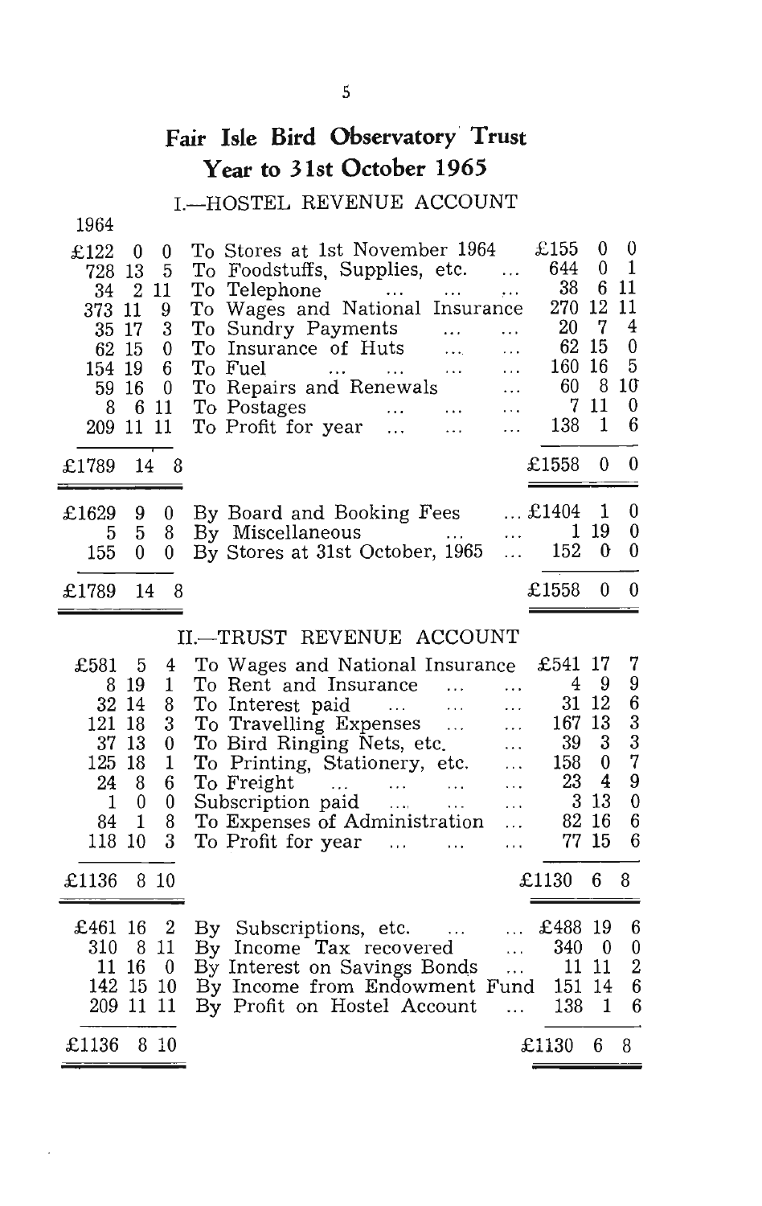# Fair Isle Bird Observatory Trust

## Year to 31st October 1965

### I.—HOSTEL REVENUE ACCOUNT

| 1964 | | 1965 |
|---|---|---|
| £122 0 0 | To Stores at 1st November 1964 | £155 0 0 |
| 728 13 5 | To Foodstuffs, Supplies, etc. ... | 644 0 1 |
| 34 2 11 | To Telephone ... ... ... | 38 6 11 |
| 373 11 9 | To Wages and National Insurance | 270 12 11 |
| 35 17 3 | To Sundry Payments ... ... | 20 7 4 |
| 62 15 0 | To Insurance of Huts ... ... | 62 15 0 |
| 154 19 6 | To Fuel ... ... ... ... | 160 16 5 |
| 59 16 0 | To Repairs and Renewals ... | 60 8 10 |
| 8 6 11 | To Postages ... ... ... | 7 11 0 |
| 209 11 11 | To Profit for year ... ... ... | 138 1 6 |
| £1789 14 8 | | £1558 0 0 |
| £1629 9 0 | By Board and Booking Fees ... | £1404 1 0 |
| 5 5 8 | By Miscellaneous ... ... | 1 19 0 |
| 155 0 0 | By Stores at 31st October, 1965 ... | 152 0 0 |
| £1789 14 8 | | £1558 0 0 |

### II.—TRUST REVENUE ACCOUNT

| 1964 | | 1965 |
|---|---|---|
| £581 5 4 | To Wages and National Insurance | £541 17 7 |
| 8 19 1 | To Rent and Insurance ... ... | 4 9 9 |
| 32 14 8 | To Interest paid ... ... ... | 31 12 6 |
| 121 18 3 | To Travelling Expenses ... ... | 167 13 3 |
| 37 13 0 | To Bird Ringing Nets, etc. ... | 39 3 3 |
| 125 18 1 | To Printing, Stationery, etc. ... | 158 0 7 |
| 24 8 6 | To Freight ... ... ... ... | 23 4 9 |
| 1 0 0 | Subscription paid ... ... ... | 3 13 0 |
| 84 1 8 | To Expenses of Administration ... | 82 16 6 |
| 118 10 3 | To Profit for year ... ... ... | 77 15 6 |
| £1136 8 10 | | £1130 6 8 |
| £461 16 2 | By Subscriptions, etc. ... ... | £488 19 6 |
| 310 8 11 | By Income Tax recovered ... | 340 0 0 |
| 11 16 0 | By Interest on Savings Bonds ... | 11 11 2 |
| 142 15 10 | By Income from Endowment Fund | 151 14 6 |
| 209 11 11 | By Profit on Hostel Account ... | 138 1 6 |
| £1136 8 10 | | £1130 6 8 |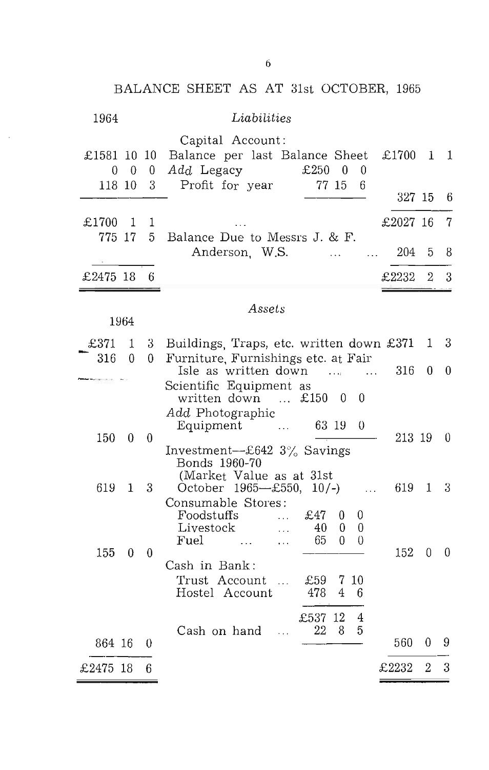# BALANCE SHEET AS AT 31st OCTOBER, 1965

## Liabilities

| 1964 | | | |
|---|---|---|---|
| | Capital Account: | | |
| £1581 10 10 | Balance per last Balance Sheet | | £1700 1 1 |
| 0 0 0 | *Add* Legacy | £250 0 0 | |
| 118 10 3 | Profit for year | 77 15 6 | |
| | | | 327 15 6 |
| £1700 1 1 | ... | | £2027 16 7 |
| 775 17 5 | Balance Due to Messrs J. & F. Anderson, W.S. ... ... | | 204 5 8 |
| £2475 18 6 | | | £2232 2 3 |

## Assets

| 1964 | | | |
|---|---|---|---|
| £371 1 3 | Buildings, Traps, etc. written down | | £371 1 3 |
| 316 0 0 | Furniture, Furnishings etc. at Fair Isle as written down ... ... | | 316 0 0 |
| | Scientific Equipment as written down ... | £150 0 0 | |
| | *Add* Photographic Equipment ... | 63 19 0 | |
| 150 0 0 | | | 213 19 0 |
| 619 1 3 | Investment—£642 3% Savings Bonds 1960-70 (Market Value as at 31st October 1965—£550, 10/-) ... | | 619 1 3 |
| | Consumable Stores: | | |
| | Foodstuffs ... | £47 0 0 | |
| | Livestock ... | 40 0 0 | |
| | Fuel ... ... | 65 0 0 | |
| 155 0 0 | | | 152 0 0 |
| | Cash in Bank: | | |
| | Trust Account ... | £59 7 10 | |
| | Hostel Account | 478 4 6 | |
| | | £537 12 4 | |
| | Cash on hand ... | 22 8 5 | |
| 864 16 0 | | | 560 0 9 |
| £2475 18 6 | | | £2232 2 3 |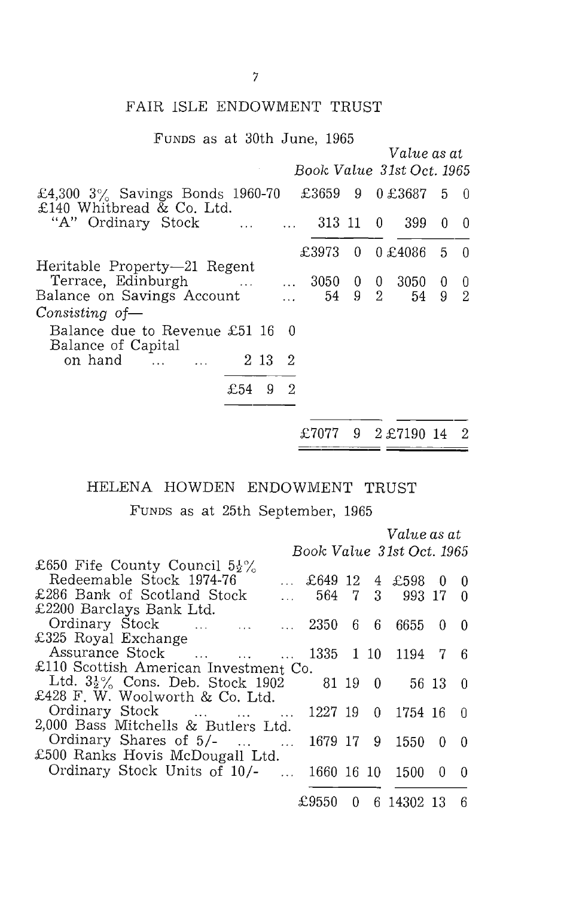## FAIR ISLE ENDOWMENT TRUST

FUNDS as at 30th June, 1965

| | Book Value | | | Value as at 31st Oct. 1965 | | |
|---|---|---|---|---|---|---|
| £4,300 3% Savings Bonds 1960-70 | £3659 | 9 | 0 | £3687 | 5 | 0 |
| £140 Whitbread & Co. Ltd. "A" Ordinary Stock ... ... | 313 | 11 | 0 | 399 | 0 | 0 |
| | £3973 | 0 | 0 | £4086 | 5 | 0 |
| Heritable Property—21 Regent Terrace, Edinburgh ... ... | 3050 | 0 | 0 | 3050 | 0 | 0 |
| Balance on Savings Account ... | 54 | 9 | 2 | 54 | 9 | 2 |
| *Consisting of—* | | | | | | |
| Balance due to Revenue £51 16 0 | | | | | | |
| Balance of Capital on hand ... ... 2 13 2 | | | | | | |
| £54 9 2 | | | | | | |
| | £7077 | 9 | 2 | £7190 | 14 | 2 |

## HELENA HOWDEN ENDOWMENT TRUST

FUNDS as at 25th September, 1965

| | Book Value | | | Value as at 31st Oct. 1965 | | |
|---|---|---|---|---|---|---|
| £650 Fife County Council $5\frac{1}{2}$% Redeemable Stock 1974-76 ... | £649 | 12 | 4 | £598 | 0 | 0 |
| £286 Bank of Scotland Stock ... | 564 | 7 | 3 | 993 | 17 | 0 |
| £2200 Barclays Bank Ltd. Ordinary Stock ... ... ... | 2350 | 6 | 6 | 6655 | 0 | 0 |
| £325 Royal Exchange Assurance Stock ... ... ... | 1335 | 1 | 10 | 1194 | 7 | 6 |
| £110 Scottish American Investment Co. Ltd. $3\frac{1}{2}$% Cons. Deb. Stock 1902 | 81 | 19 | 0 | 56 | 13 | 0 |
| £428 F. W. Woolworth & Co. Ltd. Ordinary Stock ... ... ... | 1227 | 19 | 0 | 1754 | 16 | 0 |
| 2,000 Bass Mitchells & Butlers Ltd. Ordinary Shares of 5/- ... ... | 1679 | 17 | 9 | 1550 | 0 | 0 |
| £500 Ranks Hovis McDougall Ltd. Ordinary Stock Units of 10/- ... | 1660 | 16 | 10 | 1500 | 0 | 0 |
| | £9550 | 0 | 6 | 14302 | 13 | 6 |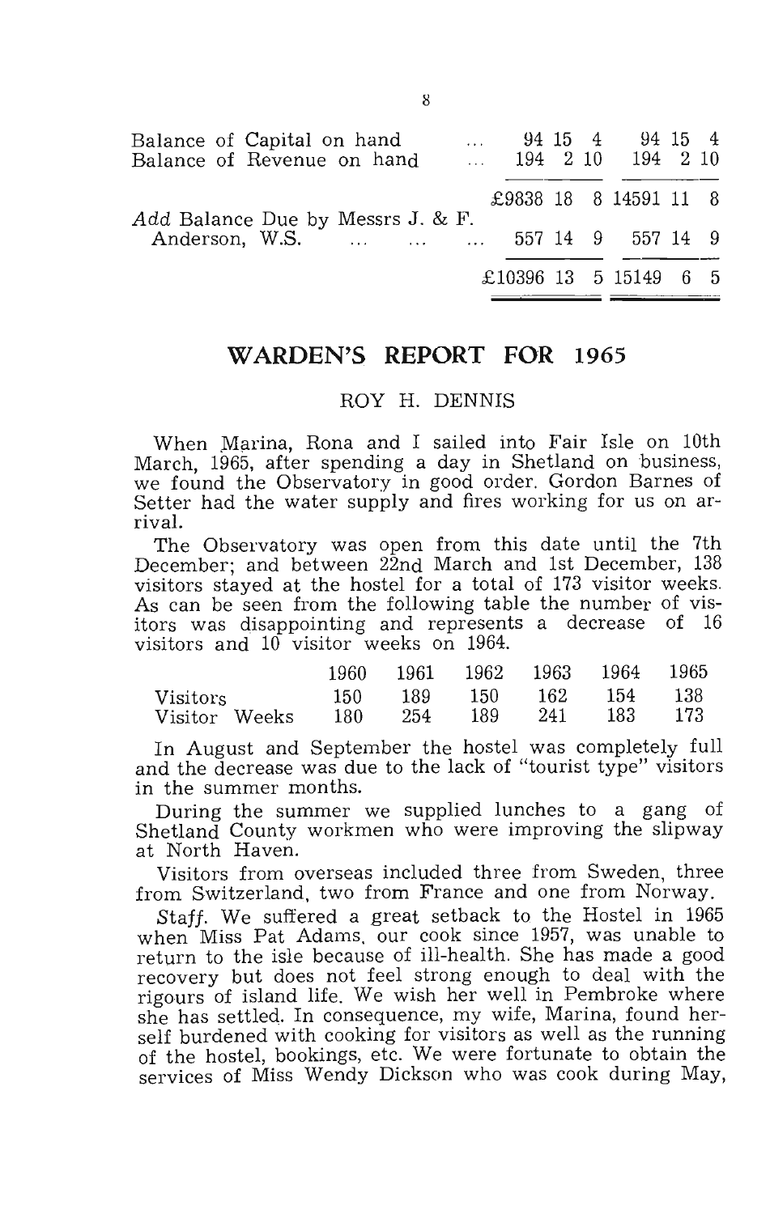| | | |
|---|---|---|
| Balance of Capital on hand ... | 94 15 4 | 94 15 4 |
| Balance of Revenue on hand ... | 194 2 10 | 194 2 10 |
| | £9838 18 8 | 14591 11 8 |
| *Add* Balance Due by Messrs J. & F. Anderson, W.S. ... ... ... | 557 14 9 | 557 14 9 |
| | £10396 13 5 | 15149 6 5 |

## WARDEN'S REPORT FOR 1965

ROY H. DENNIS

When Marina, Rona and I sailed into Fair Isle on 10th March, 1965, after spending a day in Shetland on business, we found the Observatory in good order. Gordon Barnes of Setter had the water supply and fires working for us on arrival.

The Observatory was open from this date until the 7th December; and between 22nd March and 1st December, 138 visitors stayed at the hostel for a total of 173 visitor weeks. As can be seen from the following table the number of visitors was disappointing and represents a decrease of 16 visitors and 10 visitor weeks on 1964.

| | 1960 | 1961 | 1962 | 1963 | 1964 | 1965 |
|---|---|---|---|---|---|---|
| Visitors | 150 | 189 | 150 | 162 | 154 | 138 |
| Visitor Weeks | 180 | 254 | 189 | 241 | 183 | 173 |

In August and September the hostel was completely full and the decrease was due to the lack of "tourist type" visitors in the summer months.

During the summer we supplied lunches to a gang of Shetland County workmen who were improving the slipway at North Haven.

Visitors from overseas included three from Sweden, three from Switzerland, two from France and one from Norway.

*Staff.* We suffered a great setback to the Hostel in 1965 when Miss Pat Adams, our cook since 1957, was unable to return to the isle because of ill-health. She has made a good recovery but does not feel strong enough to deal with the rigours of island life. We wish her well in Pembroke where she has settled. In consequence, my wife, Marina, found herself burdened with cooking for visitors as well as the running of the hostel, bookings, etc. We were fortunate to obtain the services of Miss Wendy Dickson who was cook during May,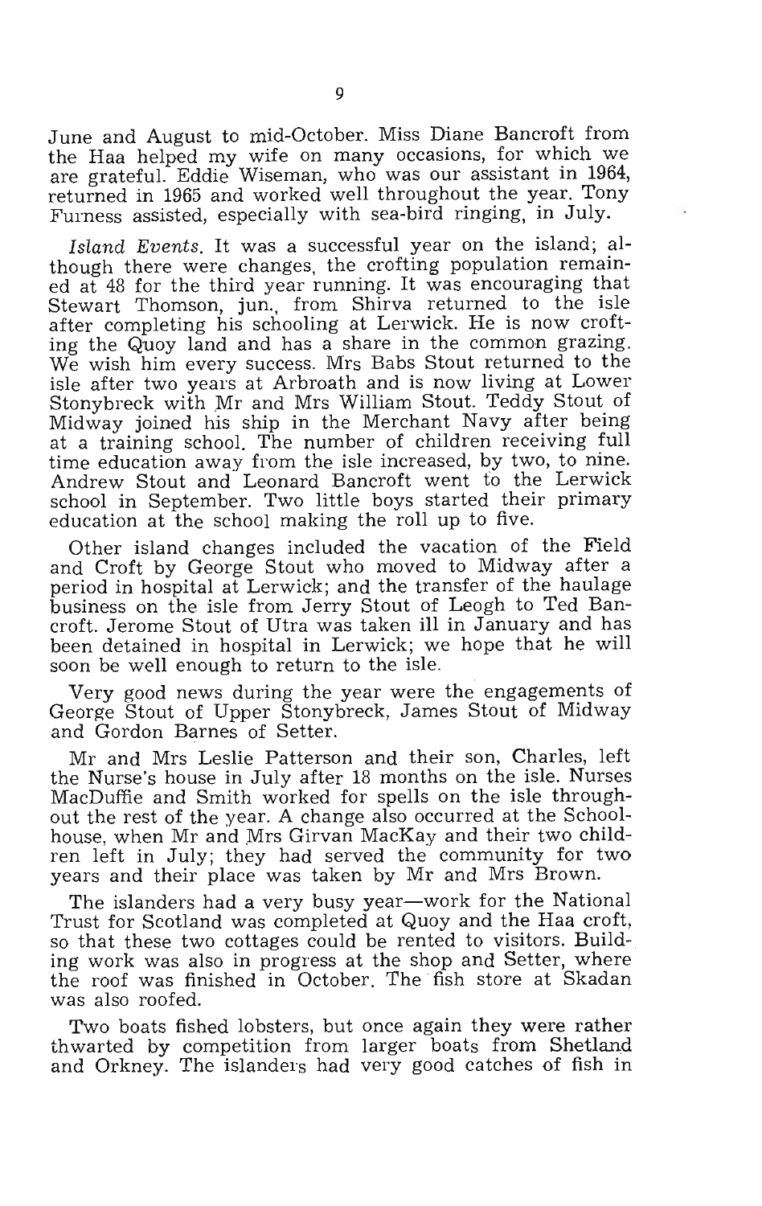June and August to mid-October. Miss Diane Bancroft from the Haa helped my wife on many occasions, for which we are grateful. Eddie Wiseman, who was our assistant in 1964, returned in 1965 and worked well throughout the year. Tony Furness assisted, especially with sea-bird ringing, in July.

*Island Events.* It was a successful year on the island; although there were changes, the crofting population remained at 48 for the third year running. It was encouraging that Stewart Thomson, jun., from Shirva returned to the isle after completing his schooling at Lerwick. He is now crofting the Quoy land and has a share in the common grazing. We wish him every success. Mrs Babs Stout returned to the isle after two years at Arbroath and is now living at Lower Stonybreck with Mr and Mrs William Stout. Teddy Stout of Midway joined his ship in the Merchant Navy after being at a training school. The number of children receiving full time education away from the isle increased, by two, to nine. Andrew Stout and Leonard Bancroft went to the Lerwick school in September. Two little boys started their primary education at the school making the roll up to five.

Other island changes included the vacation of the Field and Croft by George Stout who moved to Midway after a period in hospital at Lerwick; and the transfer of the haulage business on the isle from Jerry Stout of Leogh to Ted Bancroft. Jerome Stout of Utra was taken ill in January and has been detained in hospital in Lerwick; we hope that he will soon be well enough to return to the isle.

Very good news during the year were the engagements of George Stout of Upper Stonybreck, James Stout of Midway and Gordon Barnes of Setter.

Mr and Mrs Leslie Patterson and their son, Charles, left the Nurse's house in July after 18 months on the isle. Nurses MacDuffie and Smith worked for spells on the isle throughout the rest of the year. A change also occurred at the Schoolhouse, when Mr and Mrs Girvan MacKay and their two children left in July; they had served the community for two years and their place was taken by Mr and Mrs Brown.

The islanders had a very busy year—work for the National Trust for Scotland was completed at Quoy and the Haa croft, so that these two cottages could be rented to visitors. Building work was also in progress at the shop and Setter, where the roof was finished in October. The fish store at Skadan was also roofed.

Two boats fished lobsters, but once again they were rather thwarted by competition from larger boats from Shetland and Orkney. The islanders had very good catches of fish in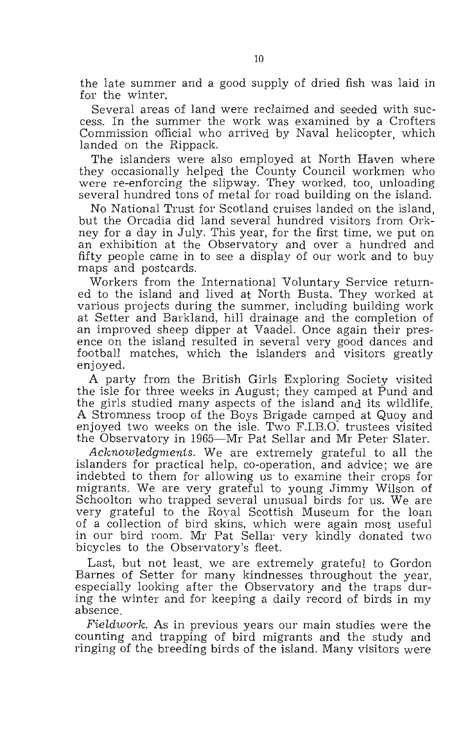the late summer and a good supply of dried fish was laid in for the winter.

Several areas of land were reclaimed and seeded with success. In the summer the work was examined by a Crofters Commission official who arrived by Naval helicopter, which landed on the Rippack.

The islanders were also employed at North Haven where they occasionally helped the County Council workmen who were re-enforcing the slipway. They worked, too, unloading several hundred tons of metal for road building on the island.

No National Trust for Scotland cruises landed on the island, but the Orcadia did land several hundred visitors from Orkney for a day in July. This year, for the first time, we put on an exhibition at the Observatory and over a hundred and fifty people came in to see a display of our work and to buy maps and postcards.

Workers from the International Voluntary Service returned to the island and lived at North Busta. They worked at various projects during the summer, including building work at Setter and Barkland, hill drainage and the completion of an improved sheep dipper at Vaadel. Once again their presence on the island resulted in several very good dances and football matches, which the islanders and visitors greatly enjoyed.

A party from the British Girls Exploring Society visited the isle for three weeks in August; they camped at Pund and the girls studied many aspects of the island and its wildlife. A Stromness troop of the Boys Brigade camped at Quoy and enjoyed two weeks on the isle. Two F.I.B.O. trustees visited the Observatory in 1965—Mr Pat Sellar and Mr Peter Slater.

*Acknowledgments.* We are extremely grateful to all the islanders for practical help, co-operation, and advice; we are indebted to them for allowing us to examine their crops for migrants. We are very grateful to young Jimmy Wilson of Schoolton who trapped several unusual birds for us. We are very grateful to the Royal Scottish Museum for the loan of a collection of bird skins, which were again most useful in our bird room. Mr Pat Sellar very kindly donated two bicycles to the Observatory's fleet.

Last, but not least, we are extremely grateful to Gordon Barnes of Setter for many kindnesses throughout the year, especially looking after the Observatory and the traps during the winter and for keeping a daily record of birds in my absence.

*Fieldwork.* As in previous years our main studies were the counting and trapping of bird migrants and the study and ringing of the breeding birds of the island. Many visitors were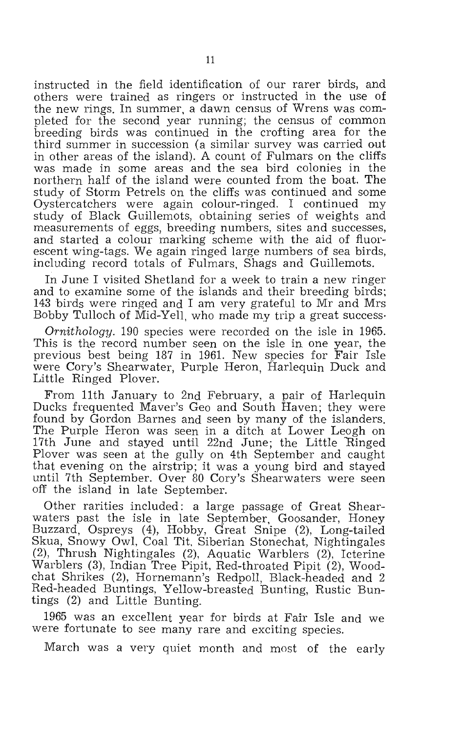instructed in the field identification of our rarer birds, and others were trained as ringers or instructed in the use of the new rings. In summer, a dawn census of Wrens was completed for the second year running; the census of common breeding birds was continued in the crofting area for the third summer in succession (a similar survey was carried out in other areas of the island). A count of Fulmars on the cliffs was made in some areas and the sea bird colonies in the northern half of the island were counted from the boat. The study of Storm Petrels on the cliffs was continued and some Oystercatchers were again colour-ringed. I continued my study of Black Guillemots, obtaining series of weights and measurements of eggs, breeding numbers, sites and successes, and started a colour marking scheme with the aid of fluorescent wing-tags. We again ringed large numbers of sea birds, including record totals of Fulmars, Shags and Guillemots.

In June I visited Shetland for a week to train a new ringer and to examine some of the islands and their breeding birds; 143 birds were ringed and I am very grateful to Mr and Mrs Bobby Tulloch of Mid-Yell, who made my trip a great success.

*Ornithology.* 190 species were recorded on the isle in 1965. This is the record number seen on the isle in one year, the previous best being 187 in 1961. New species for Fair Isle were Cory's Shearwater, Purple Heron, Harlequin Duck and Little Ringed Plover.

From 11th January to 2nd February, a pair of Harlequin Ducks frequented Maver's Geo and South Haven; they were found by Gordon Barnes and seen by many of the islanders. The Purple Heron was seen in a ditch at Lower Leogh on 17th June and stayed until 22nd June; the Little Ringed Plover was seen at the gully on 4th September and caught that evening on the airstrip; it was a young bird and stayed until 7th September. Over 80 Cory's Shearwaters were seen off the island in late September.

Other rarities included: a large passage of Great Shearwaters past the isle in late September, Goosander, Honey Buzzard, Ospreys (4), Hobby, Great Snipe (2), Long-tailed Skua, Snowy Owl, Coal Tit, Siberian Stonechat, Nightingales (2), Thrush Nightingales (2), Aquatic Warblers (2), Icterine Warblers (3), Indian Tree Pipit, Red-throated Pipit (2), Woodchat Shrikes (2), Hornemann's Redpoll, Black-headed and 2 Red-headed Buntings, Yellow-breasted Bunting, Rustic Buntings (2) and Little Bunting.

1965 was an excellent year for birds at Fair Isle and we were fortunate to see many rare and exciting species.

March was a very quiet month and most of the early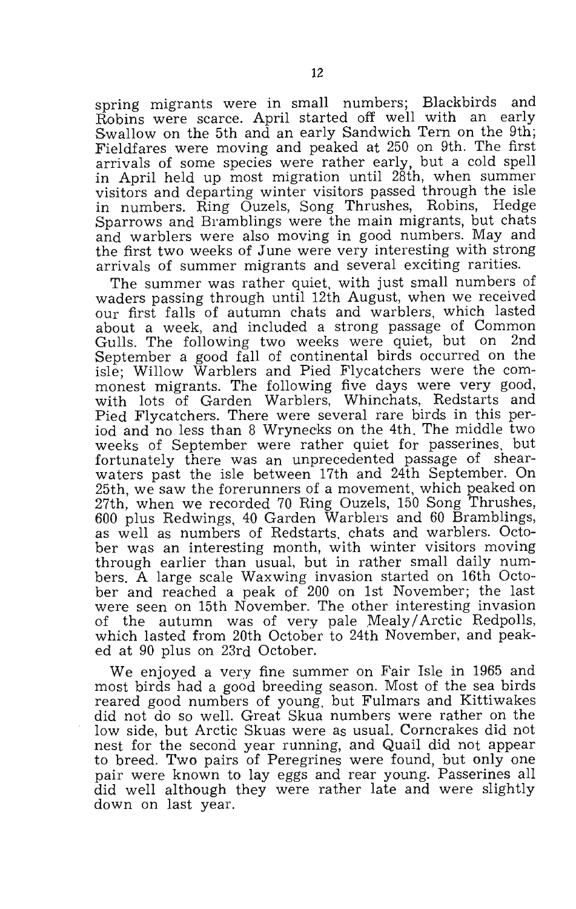spring migrants were in small numbers; Blackbirds and Robins were scarce. April started off well with an early Swallow on the 5th and an early Sandwich Tern on the 9th; Fieldfares were moving and peaked at 250 on 9th. The first arrivals of some species were rather early, but a cold spell in April held up most migration until 28th, when summer visitors and departing winter visitors passed through the isle in numbers. Ring Ouzels, Song Thrushes, Robins, Hedge Sparrows and Bramblings were the main migrants, but chats and warblers were also moving in good numbers. May and the first two weeks of June were very interesting with strong arrivals of summer migrants and several exciting rarities.

The summer was rather quiet, with just small numbers of waders passing through until 12th August, when we received our first falls of autumn chats and warblers, which lasted about a week, and included a strong passage of Common Gulls. The following two weeks were quiet, but on 2nd September a good fall of continental birds occurred on the isle; Willow Warblers and Pied Flycatchers were the commonest migrants. The following five days were very good, with lots of Garden Warblers, Whinchats, Redstarts and Pied Flycatchers. There were several rare birds in this period and no less than 8 Wrynecks on the 4th. The middle two weeks of September were rather quiet for passerines, but fortunately there was an unprecedented passage of shearwaters past the isle between 17th and 24th September. On 25th, we saw the forerunners of a movement, which peaked on 27th, when we recorded 70 Ring Ouzels, 150 Song Thrushes, 600 plus Redwings, 40 Garden Warblers and 60 Bramblings, as well as numbers of Redstarts, chats and warblers. October was an interesting month, with winter visitors moving through earlier than usual, but in rather small daily numbers. A large scale Waxwing invasion started on 16th October and reached a peak of 200 on 1st November; the last were seen on 15th November. The other interesting invasion of the autumn was of very pale Mealy/Arctic Redpolls, which lasted from 20th October to 24th November, and peaked at 90 plus on 23rd October.

We enjoyed a very fine summer on Fair Isle in 1965 and most birds had a good breeding season. Most of the sea birds reared good numbers of young, but Fulmars and Kittiwakes did not do so well. Great Skua numbers were rather on the low side, but Arctic Skuas were as usual. Corncrakes did not nest for the second year running, and Quail did not appear to breed. Two pairs of Peregrines were found, but only one pair were known to lay eggs and rear young. Passerines all did well although they were rather late and were slightly down on last year.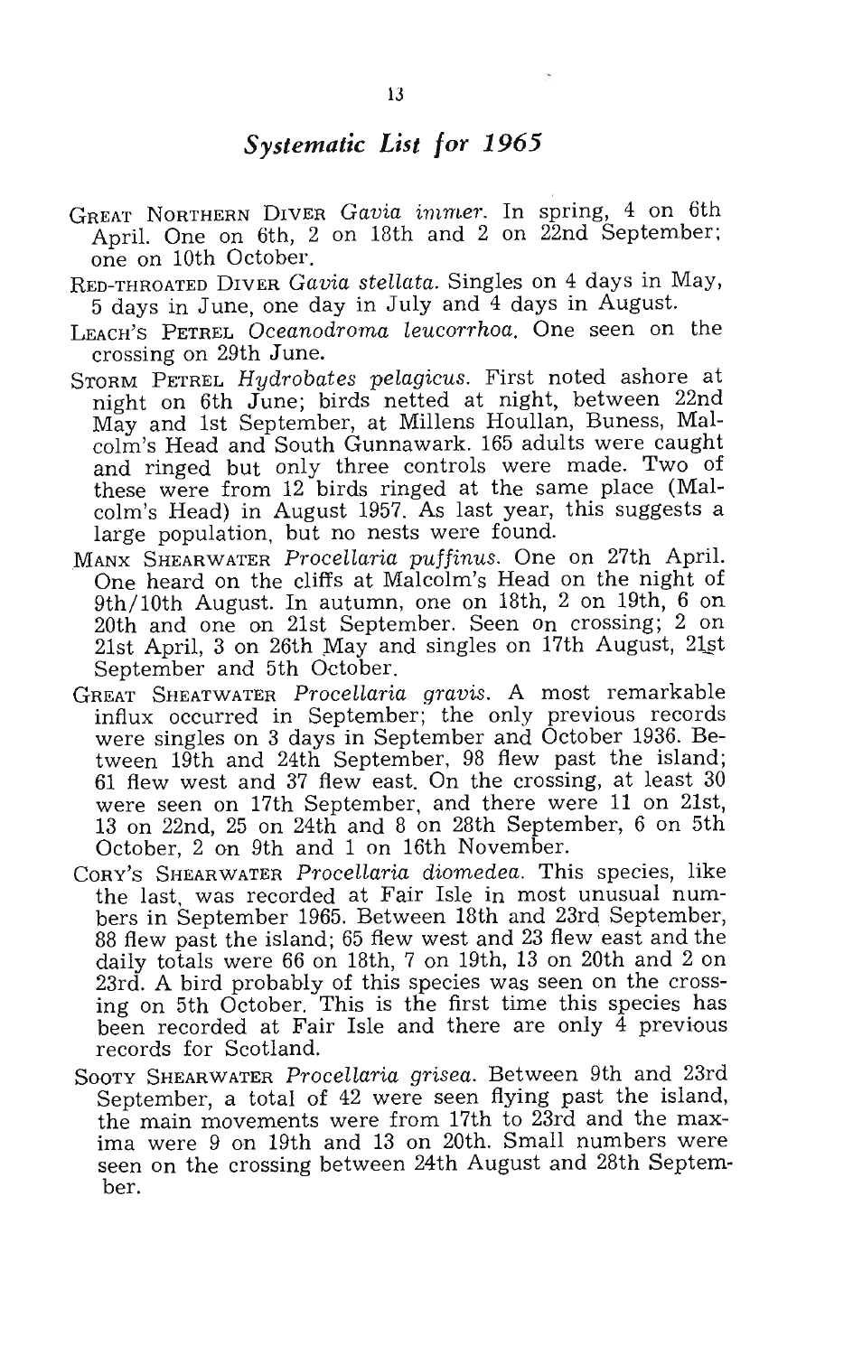## *Systematic List for 1965*

GREAT NORTHERN DIVER *Gavia immer*. In spring, 4 on 6th April. One on 6th, 2 on 18th and 2 on 22nd September; one on 10th October.

RED-THROATED DIVER *Gavia stellata*. Singles on 4 days in May, 5 days in June, one day in July and 4 days in August.

LEACH'S PETREL *Oceanodroma leucorrhoa*. One seen on the crossing on 29th June.

STORM PETREL *Hydrobates pelagicus*. First noted ashore at night on 6th June; birds netted at night, between 22nd May and 1st September, at Millens Houllan, Buness, Malcolm's Head and South Gunnawark. 165 adults were caught and ringed but only three controls were made. Two of these were from 12 birds ringed at the same place (Malcolm's Head) in August 1957. As last year, this suggests a large population, but no nests were found.

MANX SHEARWATER *Procellaria puffinus*. One on 27th April. One heard on the cliffs at Malcolm's Head on the night of 9th/10th August. In autumn, one on 18th, 2 on 19th, 6 on 20th and one on 21st September. Seen on crossing; 2 on 21st April, 3 on 26th May and singles on 17th August, 21st September and 5th October.

GREAT SHEATWATER *Procellaria gravis*. A most remarkable influx occurred in September; the only previous records were singles on 3 days in September and October 1936. Between 19th and 24th September, 98 flew past the island; 61 flew west and 37 flew east. On the crossing, at least 30 were seen on 17th September, and there were 11 on 21st, 13 on 22nd, 25 on 24th and 8 on 28th September, 6 on 5th October, 2 on 9th and 1 on 16th November.

CORY'S SHEARWATER *Procellaria diomedea*. This species, like the last, was recorded at Fair Isle in most unusual numbers in September 1965. Between 18th and 23rd September, 88 flew past the island; 65 flew west and 23 flew east and the daily totals were 66 on 18th, 7 on 19th, 13 on 20th and 2 on 23rd. A bird probably of this species was seen on the crossing on 5th October. This is the first time this species has been recorded at Fair Isle and there are only 4 previous records for Scotland.

SOOTY SHEARWATER *Procellaria grisea*. Between 9th and 23rd September, a total of 42 were seen flying past the island, the main movements were from 17th to 23rd and the maxima were 9 on 19th and 13 on 20th. Small numbers were seen on the crossing between 24th August and 28th September.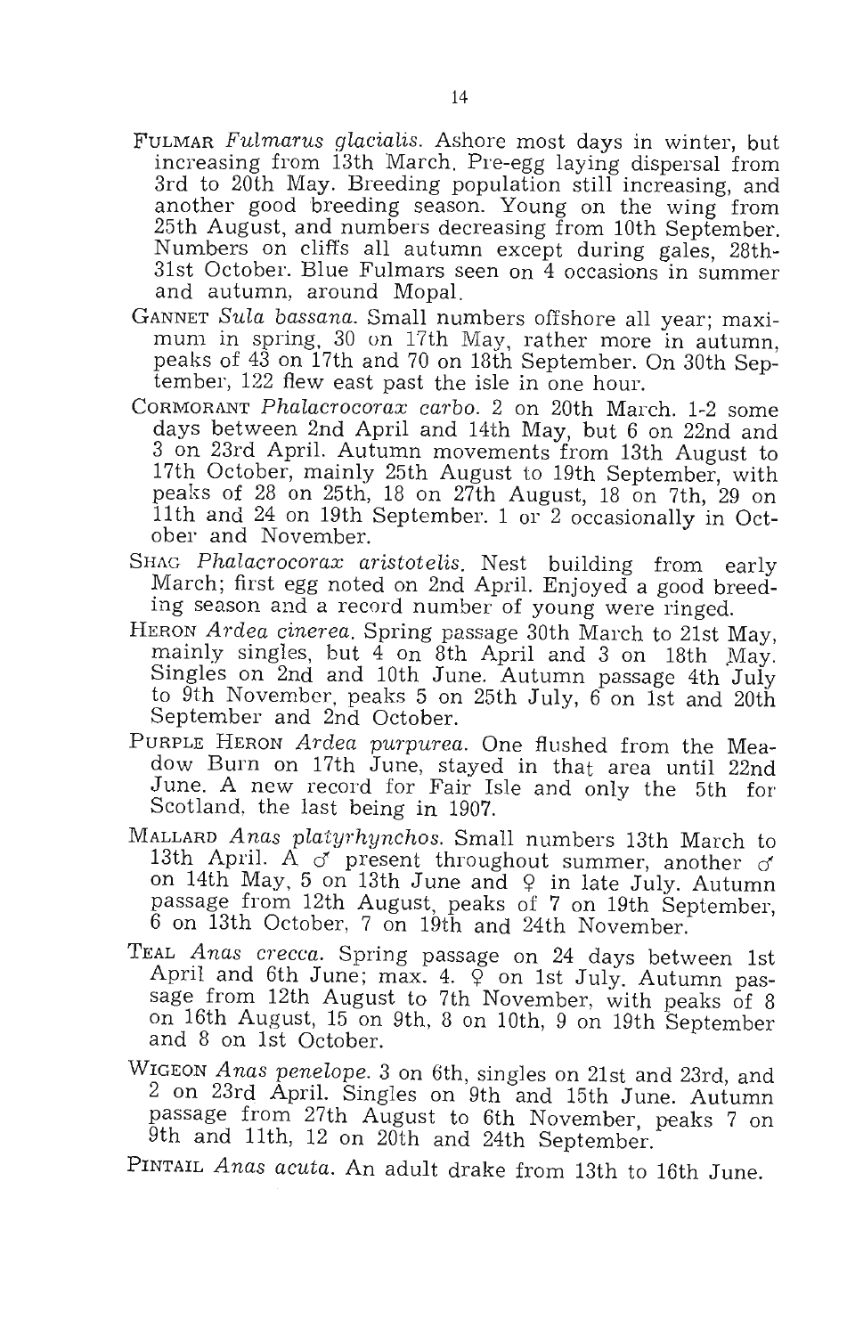FULMAR *Fulmarus glacialis*. Ashore most days in winter, but increasing from 13th March. Pre-egg laying dispersal from 3rd to 20th May. Breeding population still increasing, and another good breeding season. Young on the wing from 25th August, and numbers decreasing from 10th September. Numbers on cliffs all autumn except during gales, 28th-31st October. Blue Fulmars seen on 4 occasions in summer and autumn, around Mopal.

GANNET *Sula bassana*. Small numbers offshore all year; maximum in spring, 30 on 17th May, rather more in autumn, peaks of 43 on 17th and 70 on 18th September. On 30th September, 122 flew east past the isle in one hour.

CORMORANT *Phalacrocorax carbo*. 2 on 20th March. 1-2 some days between 2nd April and 14th May, but 6 on 22nd and 3 on 23rd April. Autumn movements from 13th August to 17th October, mainly 25th August to 19th September, with peaks of 28 on 25th, 18 on 27th August, 18 on 7th, 29 on 11th and 24 on 19th September. 1 or 2 occasionally in October and November.

SHAG *Phalacrocorax aristotelis*. Nest building from early March; first egg noted on 2nd April. Enjoyed a good breeding season and a record number of young were ringed.

HERON *Ardea cinerea*. Spring passage 30th March to 21st May, mainly singles, but 4 on 8th April and 3 on 18th May. Singles on 2nd and 10th June. Autumn passage 4th July to 9th November, peaks 5 on 25th July, 6 on 1st and 20th September and 2nd October.

PURPLE HERON *Ardea purpurea*. One flushed from the Meadow Burn on 17th June, stayed in that area until 22nd June. A new record for Fair Isle and only the 5th for Scotland, the last being in 1907.

MALLARD *Anas platyrhynchos*. Small numbers 13th March to 13th April. A ♂ present throughout summer, another ♂ on 14th May, 5 on 13th June and ♀ in late July. Autumn passage from 12th August, peaks of 7 on 19th September, 6 on 13th October, 7 on 19th and 24th November.

TEAL *Anas crecca*. Spring passage on 24 days between 1st April and 6th June; max. 4. ♀ on 1st July. Autumn passage from 12th August to 7th November, with peaks of 8 on 16th August, 15 on 9th, 8 on 10th, 9 on 19th September and 8 on 1st October.

WIGEON *Anas penelope*. 3 on 6th, singles on 21st and 23rd, and 2 on 23rd April. Singles on 9th and 15th June. Autumn passage from 27th August to 6th November, peaks 7 on 9th and 11th, 12 on 20th and 24th September.

PINTAIL *Anas acuta*. An adult drake from 13th to 16th June.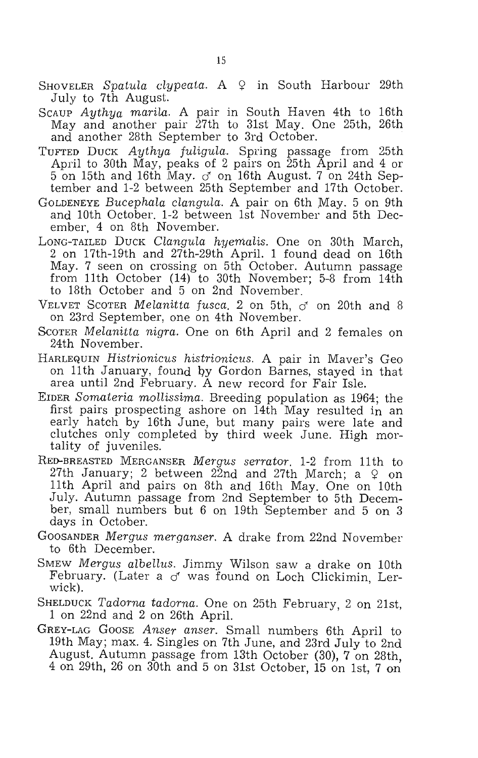SHOVELER *Spatula clypeata*. A ♀ in South Harbour 29th July to 7th August.

SCAUP *Aythya marila*. A pair in South Haven 4th to 16th May and another pair 27th to 31st May. One 25th, 26th and another 28th September to 3rd October.

TUFTED DUCK *Aythya fuligula*. Spring passage from 25th April to 30th May, peaks of 2 pairs on 25th April and 4 or 5 on 15th and 16th May. ♂ on 16th August. 7 on 24th September and 1-2 between 25th September and 17th October.

GOLDENEYE *Bucephala clangula*. A pair on 6th May. 5 on 9th and 10th October. 1-2 between 1st November and 5th December, 4 on 8th November.

LONG-TAILED DUCK *Clangula hyemalis*. One on 30th March, 2 on 17th-19th and 27th-29th April. 1 found dead on 16th May. 7 seen on crossing on 5th October. Autumn passage from 11th October (14) to 30th November; 5-8 from 14th to 18th October and 5 on 2nd November.

VELVET SCOTER *Melanitta fusca*. 2 on 5th, ♂ on 20th and 8 on 23rd September, one on 4th November.

SCOTER *Melanitta nigra*. One on 6th April and 2 females on 24th November.

HARLEQUIN *Histrionicus histrionicus*. A pair in Maver's Geo on 11th January, found by Gordon Barnes, stayed in that area until 2nd February. A new record for Fair Isle.

EIDER *Somateria mollissima*. Breeding population as 1964; the first pairs prospecting ashore on 14th May resulted in an early hatch by 16th June, but many pairs were late and clutches only completed by third week June. High mortality of juveniles.

RED-BREASTED MERGANSER *Mergus serrator*. 1-2 from 11th to 27th January; 2 between 22nd and 27th March; a ♀ on 11th April and pairs on 8th and 16th May. One on 10th July. Autumn passage from 2nd September to 5th December, small numbers but 6 on 19th September and 5 on 3 days in October.

GOOSANDER *Mergus merganser*. A drake from 22nd November to 6th December.

SMEW *Mergus albellus*. Jimmy Wilson saw a drake on 10th February. (Later a ♂ was found on Loch Clickimin, Lerwick).

SHELDUCK *Tadorna tadorna*. One on 25th February, 2 on 21st, 1 on 22nd and 2 on 26th April.

GREY-LAG GOOSE *Anser anser*. Small numbers 6th April to 19th May; max. 4. Singles on 7th June, and 23rd July to 2nd August. Autumn passage from 13th October (30), 7 on 28th, 4 on 29th, 26 on 30th and 5 on 31st October, 15 on 1st, 7 on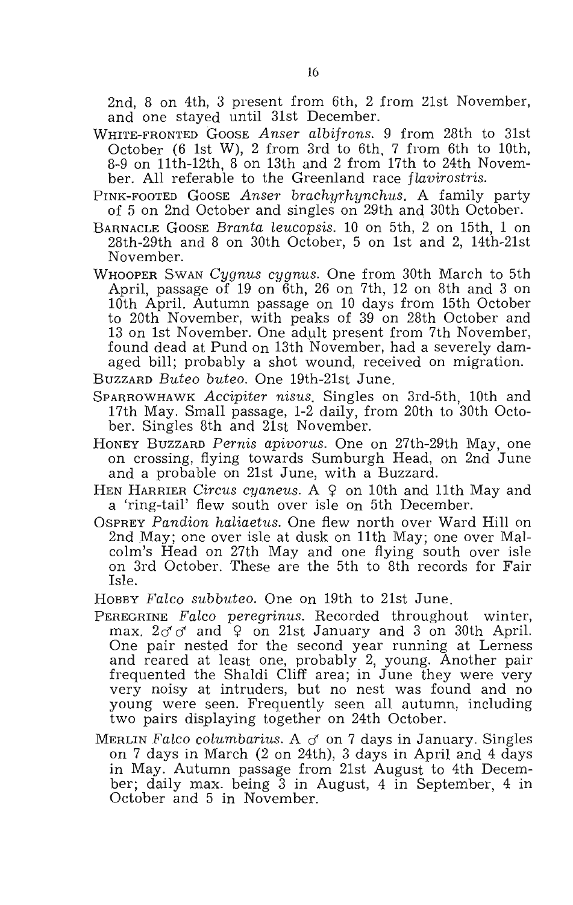2nd, 8 on 4th, 3 present from 6th, 2 from 21st November, and one stayed until 31st December.

WHITE-FRONTED GOOSE *Anser albifrons*. 9 from 28th to 31st October (6 1st W), 2 from 3rd to 6th, 7 from 6th to 10th, 8-9 on 11th-12th, 8 on 13th and 2 from 17th to 24th November. All referable to the Greenland race *flavirostris*.

PINK-FOOTED GOOSE *Anser brachyrhynchus*. A family party of 5 on 2nd October and singles on 29th and 30th October.

BARNACLE GOOSE *Branta leucopsis*. 10 on 5th, 2 on 15th, 1 on 28th-29th and 8 on 30th October, 5 on 1st and 2, 14th-21st November.

WHOOPER SWAN *Cygnus cygnus*. One from 30th March to 5th April, passage of 19 on 6th, 26 on 7th, 12 on 8th and 3 on 10th April. Autumn passage on 10 days from 15th October to 20th November, with peaks of 39 on 28th October and 13 on 1st November. One adult present from 7th November, found dead at Pund on 13th November, had a severely damaged bill; probably a shot wound, received on migration.

BUZZARD *Buteo buteo*. One 19th-21st June.

SPARROWHAWK *Accipiter nisus*. Singles on 3rd-5th, 10th and 17th May. Small passage, 1-2 daily, from 20th to 30th October. Singles 8th and 21st November.

HONEY BUZZARD *Pernis apivorus*. One on 27th-29th May, one on crossing, flying towards Sumburgh Head, on 2nd June and a probable on 21st June, with a Buzzard.

HEN HARRIER *Circus cyaneus*. A ♀ on 10th and 11th May and a 'ring-tail' flew south over isle on 5th December.

OSPREY *Pandion haliaetus*. One flew north over Ward Hill on 2nd May; one over isle at dusk on 11th May; one over Malcolm's Head on 27th May and one flying south over isle on 3rd October. These are the 5th to 8th records for Fair Isle.

HOBBY *Falco subbuteo*. One on 19th to 21st June.

PEREGRINE *Falco peregrinus*. Recorded throughout winter, max. 2♂♂ and ♀ on 21st January and 3 on 30th April. One pair nested for the second year running at Lerness and reared at least one, probably 2, young. Another pair frequented the Shaldi Cliff area; in June they were very very noisy at intruders, but no nest was found and no young were seen. Frequently seen all autumn, including two pairs displaying together on 24th October.

MERLIN *Falco columbarius*. A ♂ on 7 days in January. Singles on 7 days in March (2 on 24th), 3 days in April and 4 days in May. Autumn passage from 21st August to 4th December; daily max. being 3 in August, 4 in September, 4 in October and 5 in November.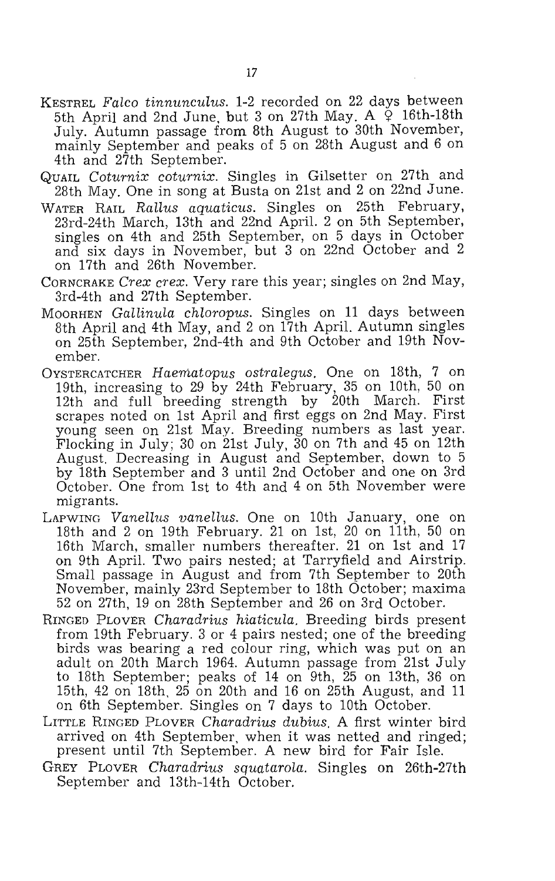KESTREL *Falco tinnunculus*. 1-2 recorded on 22 days between 5th April and 2nd June, but 3 on 27th May. A ♀ 16th-18th July. Autumn passage from 8th August to 30th November, mainly September and peaks of 5 on 28th August and 6 on 4th and 27th September.

QUAIL *Coturnix coturnix*. Singles in Gilsetter on 27th and 28th May. One in song at Busta on 21st and 2 on 22nd June.

WATER RAIL *Rallus aquaticus*. Singles on 25th February, 23rd-24th March, 13th and 22nd April. 2 on 5th September, singles on 4th and 25th September, on 5 days in October and six days in November, but 3 on 22nd October and 2 on 17th and 26th November.

CORNCRAKE *Crex crex*. Very rare this year; singles on 2nd May, 3rd-4th and 27th September.

MOORHEN *Gallinula chloropus*. Singles on 11 days between 8th April and 4th May, and 2 on 17th April. Autumn singles on 25th September, 2nd-4th and 9th October and 19th November.

OYSTERCATCHER *Haematopus ostralegus*. One on 18th, 7 on 19th, increasing to 29 by 24th February, 35 on 10th, 50 on 12th and full breeding strength by 20th March. First scrapes noted on 1st April and first eggs on 2nd May. First young seen on 21st May. Breeding numbers as last year. Flocking in July; 30 on 21st July, 30 on 7th and 45 on 12th August. Decreasing in August and September, down to 5 by 18th September and 3 until 2nd October and one on 3rd October. One from 1st to 4th and 4 on 5th November were migrants.

LAPWING *Vanellus vanellus*. One on 10th January, one on 18th and 2 on 19th February. 21 on 1st, 20 on 11th, 50 on 16th March, smaller numbers thereafter. 21 on 1st and 17 on 9th April. Two pairs nested; at Tarryfield and Airstrip. Small passage in August and from 7th September to 20th November, mainly 23rd September to 18th October; maxima 52 on 27th, 19 on 28th September and 26 on 3rd October.

RINGED PLOVER *Charadrius hiaticula*. Breeding birds present from 19th February. 3 or 4 pairs nested; one of the breeding birds was bearing a red colour ring, which was put on an adult on 20th March 1964. Autumn passage from 21st July to 18th September; peaks of 14 on 9th, 25 on 13th, 36 on 15th, 42 on 18th, 25 on 20th and 16 on 25th August, and 11 on 6th September. Singles on 7 days to 10th October.

LITTLE RINGED PLOVER *Charadrius dubius*. A first winter bird arrived on 4th September, when it was netted and ringed; present until 7th September. A new bird for Fair Isle.

GREY PLOVER *Charadrius squatarola*. Singles on 26th-27th September and 13th-14th October.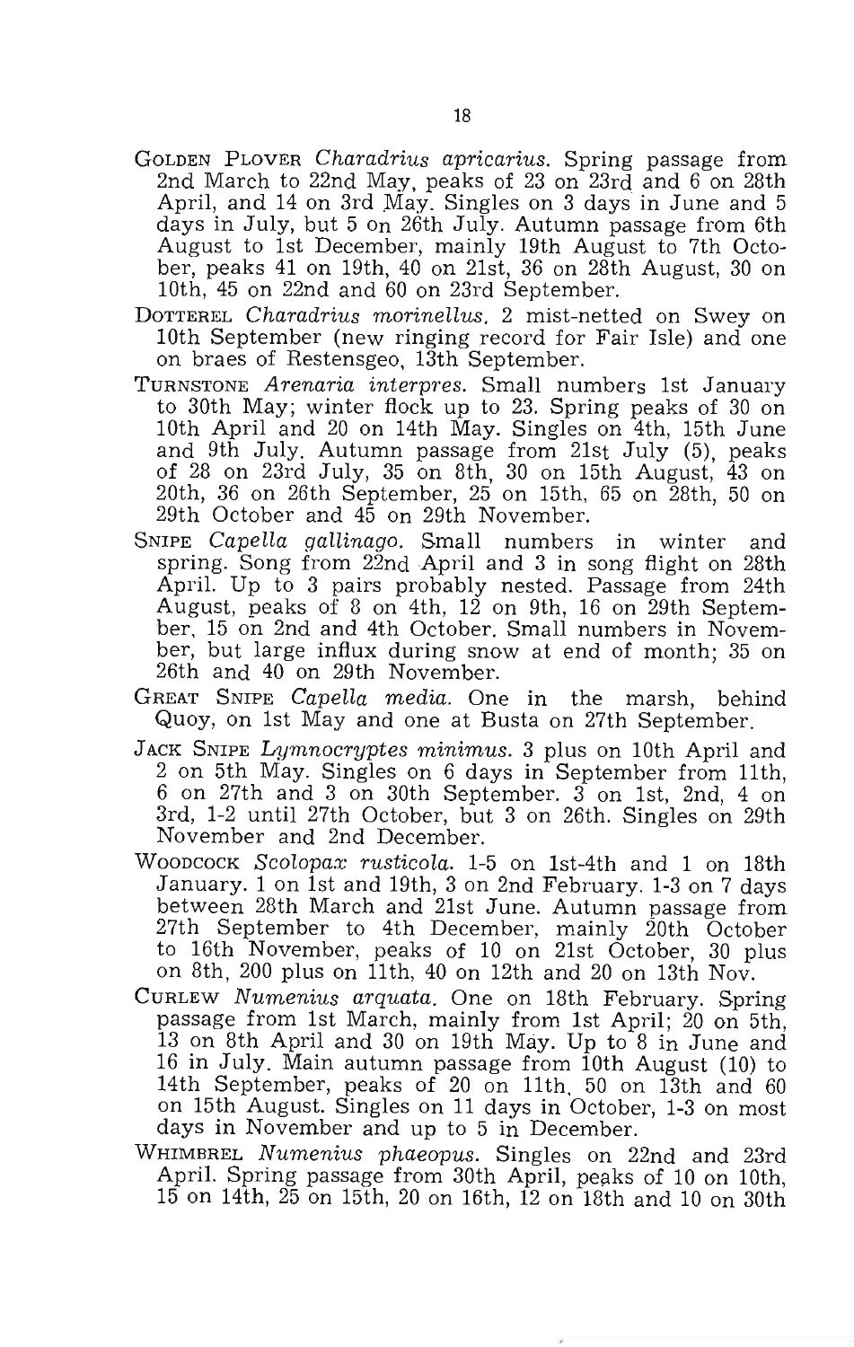GOLDEN PLOVER *Charadrius apricarius*. Spring passage from 2nd March to 22nd May, peaks of 23 on 23rd and 6 on 28th April, and 14 on 3rd May. Singles on 3 days in June and 5 days in July, but 5 on 26th July. Autumn passage from 6th August to 1st December, mainly 19th August to 7th October, peaks 41 on 19th, 40 on 21st, 36 on 28th August, 30 on 10th, 45 on 22nd and 60 on 23rd September.

DOTTEREL *Charadrius morinellus*. 2 mist-netted on Swey on 10th September (new ringing record for Fair Isle) and one on braes of Restensgeo, 13th September.

TURNSTONE *Arenaria interpres*. Small numbers 1st January to 30th May; winter flock up to 23. Spring peaks of 30 on 10th April and 20 on 14th May. Singles on 4th, 15th June and 9th July. Autumn passage from 21st July (5), peaks of 28 on 23rd July, 35 on 8th, 30 on 15th August, 43 on 20th, 36 on 26th September, 25 on 15th, 65 on 28th, 50 on 29th October and 45 on 29th November.

SNIPE *Capella gallinago*. Small numbers in winter and spring. Song from 22nd April and 3 in song flight on 28th April. Up to 3 pairs probably nested. Passage from 24th August, peaks of 8 on 4th, 12 on 9th, 16 on 29th September, 15 on 2nd and 4th October. Small numbers in November, but large influx during snow at end of month; 35 on 26th and 40 on 29th November.

GREAT SNIPE *Capella media*. One in the marsh, behind Quoy, on 1st May and one at Busta on 27th September.

JACK SNIPE *Lymnocryptes minimus*. 3 plus on 10th April and 2 on 5th May. Singles on 6 days in September from 11th, 6 on 27th and 3 on 30th September. 3 on 1st, 2nd, 4 on 3rd, 1-2 until 27th October, but 3 on 26th. Singles on 29th November and 2nd December.

WOODCOCK *Scolopax rusticola*. 1-5 on 1st-4th and 1 on 18th January. 1 on 1st and 19th, 3 on 2nd February. 1-3 on 7 days between 28th March and 21st June. Autumn passage from 27th September to 4th December, mainly 20th October to 16th November, peaks of 10 on 21st October, 30 plus on 8th, 200 plus on 11th, 40 on 12th and 20 on 13th Nov.

CURLEW *Numenius arquata*. One on 18th February. Spring passage from 1st March, mainly from 1st April; 20 on 5th, 13 on 8th April and 30 on 19th May. Up to 8 in June and 16 in July. Main autumn passage from 10th August (10) to 14th September, peaks of 20 on 11th, 50 on 13th and 60 on 15th August. Singles on 11 days in October, 1-3 on most days in November and up to 5 in December.

WHIMBREL *Numenius phaeopus*. Singles on 22nd and 23rd April. Spring passage from 30th April, peaks of 10 on 10th, 15 on 14th, 25 on 15th, 20 on 16th, 12 on 18th and 10 on 30th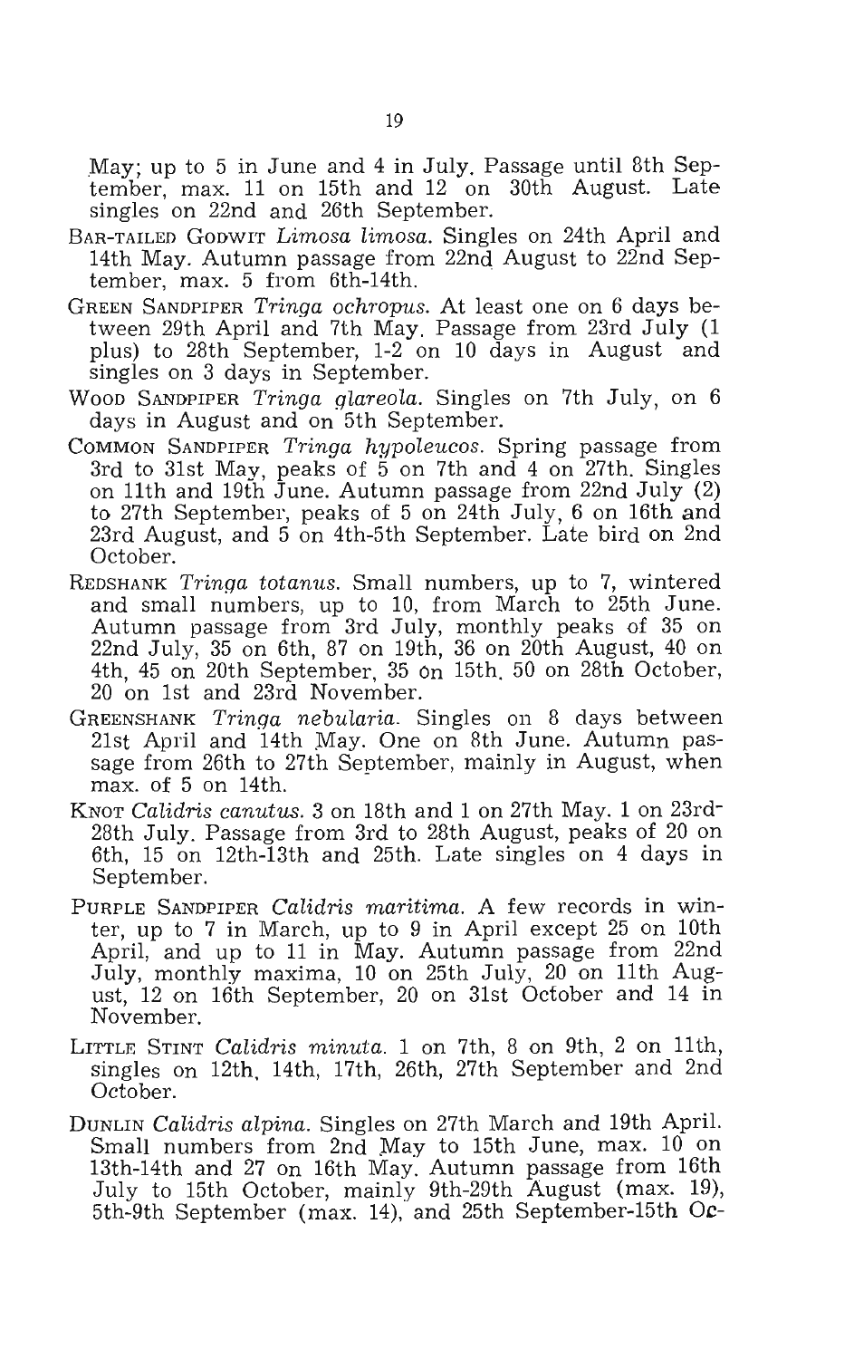May; up to 5 in June and 4 in July. Passage until 8th September, max. 11 on 15th and 12 on 30th August. Late singles on 22nd and 26th September.

BAR-TAILED GODWIT *Limosa limosa*. Singles on 24th April and 14th May. Autumn passage from 22nd August to 22nd September, max. 5 from 6th-14th.

GREEN SANDPIPER *Tringa ochropus*. At least one on 6 days between 29th April and 7th May. Passage from 23rd July (1 plus) to 28th September, 1-2 on 10 days in August and singles on 3 days in September.

WOOD SANDPIPER *Tringa glareola*. Singles on 7th July, on 6 days in August and on 5th September.

COMMON SANDPIPER *Tringa hypoleucos*. Spring passage from 3rd to 31st May, peaks of 5 on 7th and 4 on 27th. Singles on 11th and 19th June. Autumn passage from 22nd July (2) to 27th September, peaks of 5 on 24th July, 6 on 16th and 23rd August, and 5 on 4th-5th September. Late bird on 2nd October.

REDSHANK *Tringa totanus*. Small numbers, up to 7, wintered and small numbers, up to 10, from March to 25th June. Autumn passage from 3rd July, monthly peaks of 35 on 22nd July, 35 on 6th, 87 on 19th, 36 on 20th August, 40 on 4th, 45 on 20th September, 35 on 15th, 50 on 28th October, 20 on 1st and 23rd November.

GREENSHANK *Tringa nebularia*. Singles on 8 days between 21st April and 14th May. One on 8th June. Autumn passage from 26th to 27th September, mainly in August, when max. of 5 on 14th.

KNOT *Calidris canutus*. 3 on 18th and 1 on 27th May. 1 on 23rd-28th July. Passage from 3rd to 28th August, peaks of 20 on 6th, 15 on 12th-13th and 25th. Late singles on 4 days in September.

PURPLE SANDPIPER *Calidris maritima*. A few records in winter, up to 7 in March, up to 9 in April except 25 on 10th April, and up to 11 in May. Autumn passage from 22nd July, monthly maxima, 10 on 25th July, 20 on 11th August, 12 on 16th September, 20 on 31st October and 14 in November.

LITTLE STINT *Calidris minuta*. 1 on 7th, 8 on 9th, 2 on 11th, singles on 12th, 14th, 17th, 26th, 27th September and 2nd October.

DUNLIN *Calidris alpina*. Singles on 27th March and 19th April. Small numbers from 2nd May to 15th June, max. 10 on 13th-14th and 27 on 16th May. Autumn passage from 16th July to 15th October, mainly 9th-29th August (max. 19), 5th-9th September (max. 14), and 25th September-15th Oc-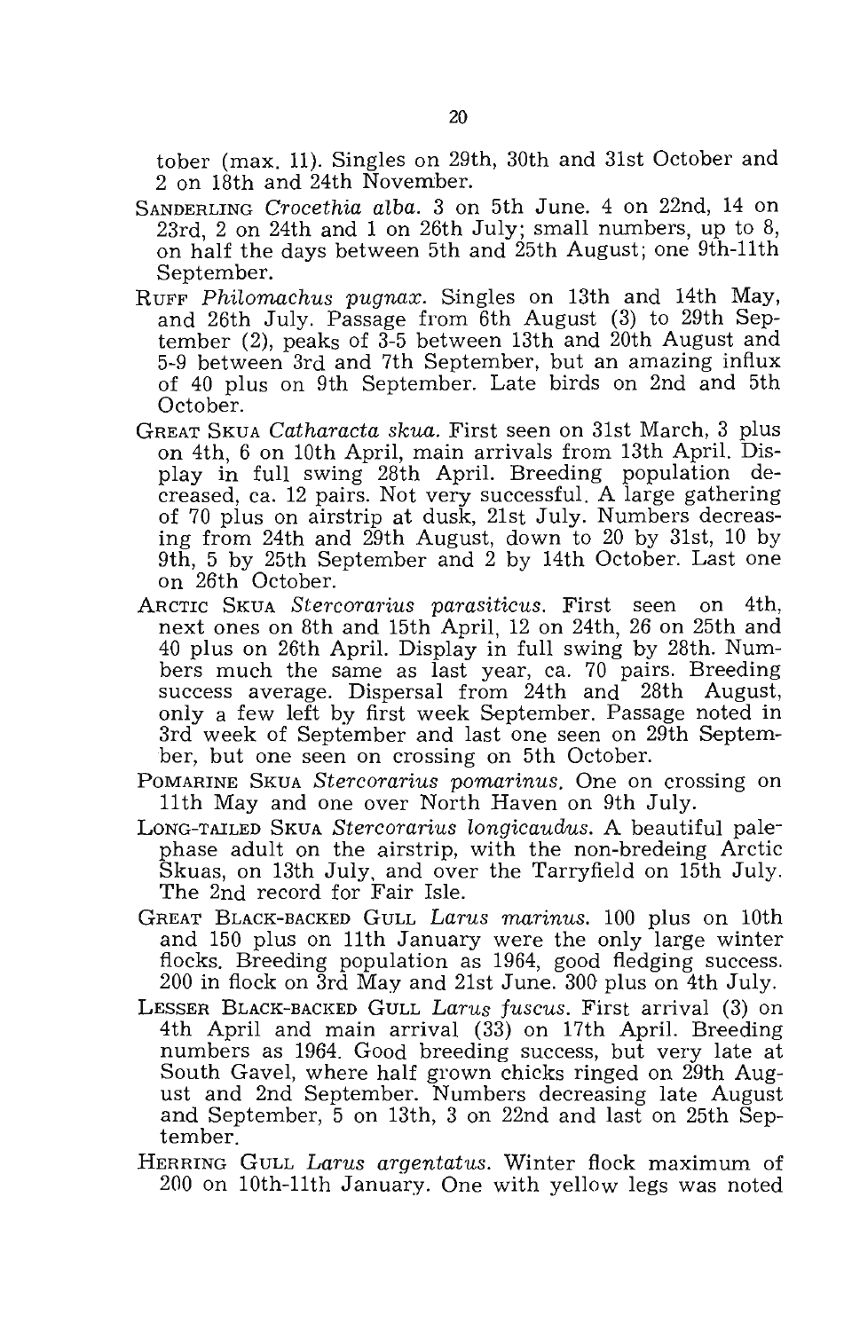tober (max. 11). Singles on 29th, 30th and 31st October and 2 on 18th and 24th November.

SANDERLING *Crocethia alba*. 3 on 5th June. 4 on 22nd, 14 on 23rd, 2 on 24th and 1 on 26th July; small numbers, up to 8, on half the days between 5th and 25th August; one 9th-11th September.

RUFF *Philomachus pugnax*. Singles on 13th and 14th May, and 26th July. Passage from 6th August (3) to 29th September (2), peaks of 3-5 between 13th and 20th August and 5-9 between 3rd and 7th September, but an amazing influx of 40 plus on 9th September. Late birds on 2nd and 5th October.

GREAT SKUA *Catharacta skua*. First seen on 31st March, 3 plus on 4th, 6 on 10th April, main arrivals from 13th April. Display in full swing 28th April. Breeding population decreased, ca. 12 pairs. Not very successful. A large gathering of 70 plus on airstrip at dusk, 21st July. Numbers decreasing from 24th and 29th August, down to 20 by 31st, 10 by 9th, 5 by 25th September and 2 by 14th October. Last one on 26th October.

ARCTIC SKUA *Stercorarius parasiticus*. First seen on 4th, next ones on 8th and 15th April, 12 on 24th, 26 on 25th and 40 plus on 26th April. Display in full swing by 28th. Numbers much the same as last year, ca. 70 pairs. Breeding success average. Dispersal from 24th and 28th August, only a few left by first week September. Passage noted in 3rd week of September and last one seen on 29th September, but one seen on crossing on 5th October.

POMARINE SKUA *Stercorarius pomarinus*. One on crossing on 11th May and one over North Haven on 9th July.

LONG-TAILED SKUA *Stercorarius longicaudus*. A beautiful pale-phase adult on the airstrip, with the non-bredeing Arctic Skuas, on 13th July, and over the Tarryfield on 15th July. The 2nd record for Fair Isle.

GREAT BLACK-BACKED GULL *Larus marinus*. 100 plus on 10th and 150 plus on 11th January were the only large winter flocks. Breeding population as 1964, good fledging success. 200 in flock on 3rd May and 21st June. 300 plus on 4th July.

LESSER BLACK-BACKED GULL *Larus fuscus*. First arrival (3) on 4th April and main arrival (33) on 17th April. Breeding numbers as 1964. Good breeding success, but very late at South Gavel, where half grown chicks ringed on 29th August and 2nd September. Numbers decreasing late August and September, 5 on 13th, 3 on 22nd and last on 25th September.

HERRING GULL *Larus argentatus*. Winter flock maximum of 200 on 10th-11th January. One with yellow legs was noted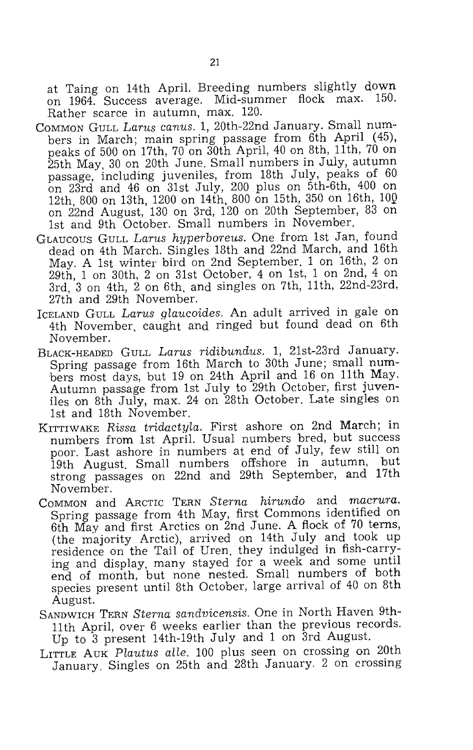at Taing on 14th April. Breeding numbers slightly down on 1964. Success average. Mid-summer flock max. 150. Rather scarce in autumn, max. 120.

COMMON GULL *Larus canus*. 1, 20th-22nd January. Small numbers in March; main spring passage from 6th April (45), peaks of 500 on 17th, 70 on 30th April, 40 on 8th, 11th, 70 on 25th May, 30 on 20th June. Small numbers in July, autumn passage, including juveniles, from 18th July, peaks of 60 on 23rd and 46 on 31st July, 200 plus on 5th-6th, 400 on 12th, 800 on 13th, 1200 on 14th, 800 on 15th, 350 on 16th, 100 on 22nd August, 130 on 3rd, 120 on 20th September, 83 on 1st and 9th October. Small numbers in November.

GLAUCOUS GULL *Larus hyperboreus*. One from 1st Jan, found dead on 4th March. Singles 18th and 22nd March, and 16th May. A 1st winter bird on 2nd September, 1 on 16th, 2 on 29th, 1 on 30th, 2 on 31st October, 4 on 1st, 1 on 2nd, 4 on 3rd, 3 on 4th, 2 on 6th, and singles on 7th, 11th, 22nd-23rd, 27th and 29th November.

ICELAND GULL *Larus glaucoides*. An adult arrived in gale on 4th November, caught and ringed but found dead on 6th November.

BLACK-HEADED GULL *Larus ridibundus*. 1, 21st-23rd January. Spring passage from 16th March to 30th June; small numbers most days, but 19 on 24th April and 16 on 11th May. Autumn passage from 1st July to 29th October, first juveniles on 8th July, max. 24 on 28th October. Late singles on 1st and 18th November.

KITTIWAKE *Rissa tridactyla*. First ashore on 2nd March; in numbers from 1st April. Usual numbers bred, but success poor. Last ashore in numbers at end of July, few still on 19th August. Small numbers offshore in autumn, but strong passages on 22nd and 29th September, and 17th November.

COMMON and ARCTIC TERN *Sterna hirundo* and *macrura*. Spring passage from 4th May, first Commons identified on 6th May and first Arctics on 2nd June. A flock of 70 terns, (the majority Arctic), arrived on 14th July and took up residence on the Tail of Uren, they indulged in fish-carrying and display, many stayed for a week and some until end of month, but none nested. Small numbers of both species present until 8th October, large arrival of 40 on 8th August.

SANDWICH TERN *Sterna sandvicensis*. One in North Haven 9th-11th April, over 6 weeks earlier than the previous records. Up to 3 present 14th-19th July and 1 on 3rd August.

LITTLE AUK *Plautus alle*. 100 plus seen on crossing on 20th January. Singles on 25th and 28th January. 2 on crossing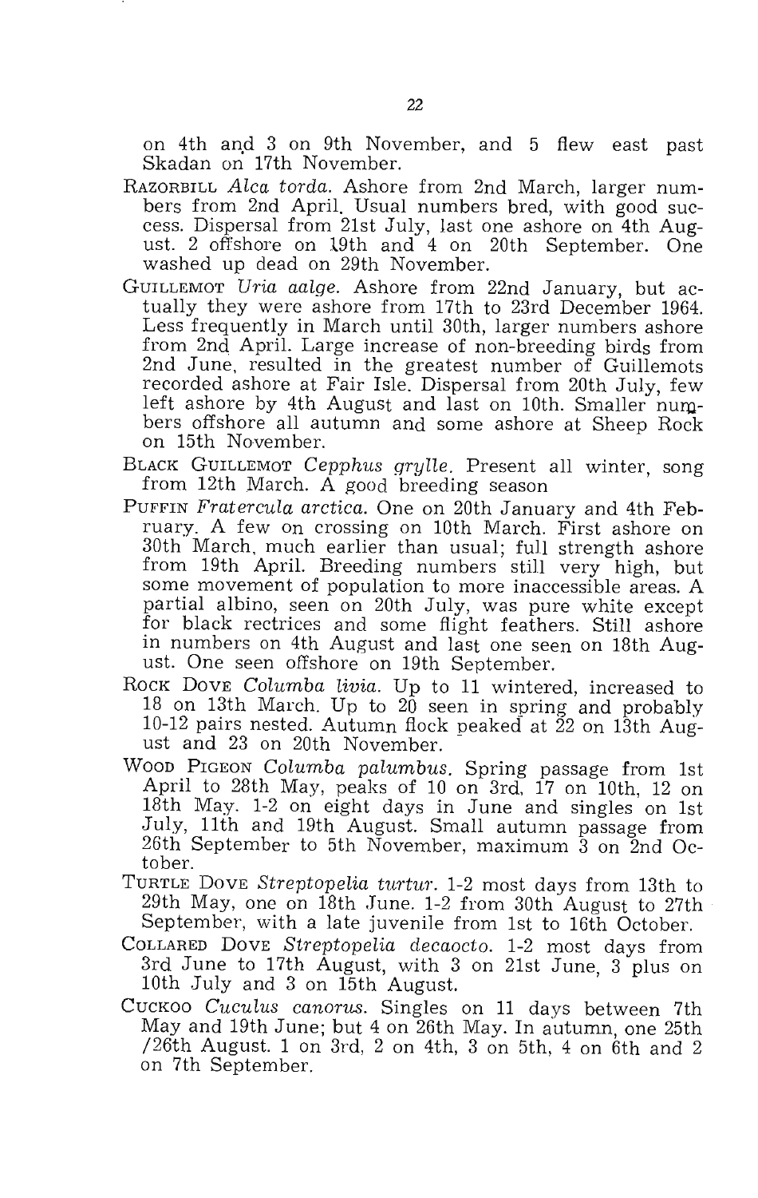on 4th and 3 on 9th November, and 5 flew east past Skadan on 17th November.

RAZORBILL *Alca torda*. Ashore from 2nd March, larger numbers from 2nd April. Usual numbers bred, with good success. Dispersal from 21st July, last one ashore on 4th August. 2 offshore on 19th and 4 on 20th September. One washed up dead on 29th November.

GUILLEMOT *Uria aalge*. Ashore from 22nd January, but actually they were ashore from 17th to 23rd December 1964. Less frequently in March until 30th, larger numbers ashore from 2nd April. Large increase of non-breeding birds from 2nd June, resulted in the greatest number of Guillemots recorded ashore at Fair Isle. Dispersal from 20th July, few left ashore by 4th August and last on 10th. Smaller numbers offshore all autumn and some ashore at Sheep Rock on 15th November.

BLACK GUILLEMOT *Cepphus grylle*. Present all winter, song from 12th March. A good breeding season

PUFFIN *Fratercula arctica*. One on 20th January and 4th February. A few on crossing on 10th March. First ashore on 30th March, much earlier than usual; full strength ashore from 19th April. Breeding numbers still very high, but some movement of population to more inaccessible areas. A partial albino, seen on 20th July, was pure white except for black rectrices and some flight feathers. Still ashore in numbers on 4th August and last one seen on 18th August. One seen offshore on 19th September.

ROCK DOVE *Columba livia*. Up to 11 wintered, increased to 18 on 13th March. Up to 20 seen in spring and probably 10-12 pairs nested. Autumn flock peaked at 22 on 13th August and 23 on 20th November.

WOOD PIGEON *Columba palumbus*. Spring passage from 1st April to 28th May, peaks of 10 on 3rd, 17 on 10th, 12 on 18th May. 1-2 on eight days in June and singles on 1st July, 11th and 19th August. Small autumn passage from 26th September to 5th November, maximum 3 on 2nd October.

TURTLE DOVE *Streptopelia turtur*. 1-2 most days from 13th to 29th May, one on 18th June. 1-2 from 30th August to 27th September, with a late juvenile from 1st to 16th October.

COLLARED DOVE *Streptopelia decaocto*. 1-2 most days from 3rd June to 17th August, with 3 on 21st June, 3 plus on 10th July and 3 on 15th August.

CUCKOO *Cuculus canorus*. Singles on 11 days between 7th May and 19th June; but 4 on 26th May. In autumn, one 25th /26th August. 1 on 3rd, 2 on 4th, 3 on 5th, 4 on 6th and 2 on 7th September.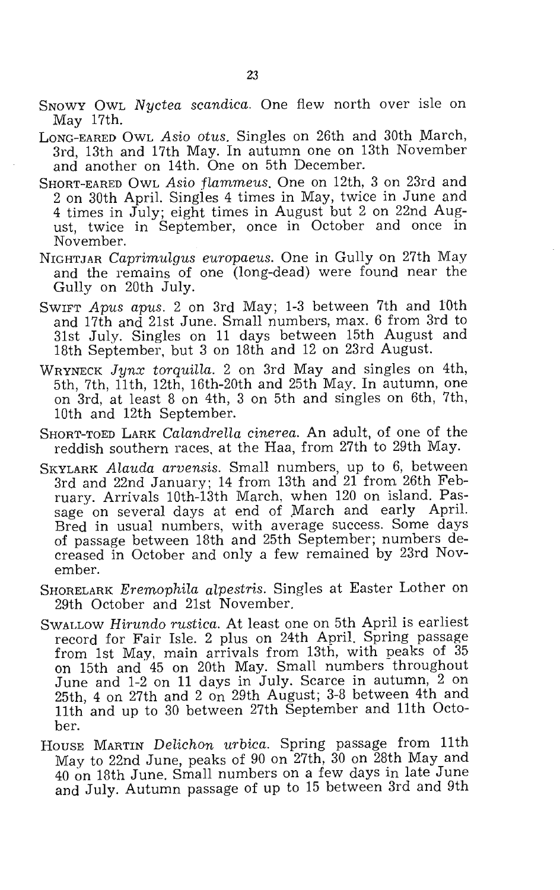Snowy Owl *Nyctea scandica*. One flew north over isle on May 17th.

Long-eared Owl *Asio otus*. Singles on 26th and 30th March, 3rd, 13th and 17th May. In autumn one on 13th November and another on 14th. One on 5th December.

Short-eared Owl *Asio flammeus*. One on 12th, 3 on 23rd and 2 on 30th April. Singles 4 times in May, twice in June and 4 times in July; eight times in August but 2 on 22nd August, twice in September, once in October and once in November.

Nightjar *Caprimulgus europaeus*. One in Gully on 27th May and the remains of one (long-dead) were found near the Gully on 20th July.

Swift *Apus apus*. 2 on 3rd May; 1-3 between 7th and 10th and 17th and 21st June. Small numbers, max. 6 from 3rd to 31st July. Singles on 11 days between 15th August and 18th September, but 3 on 18th and 12 on 23rd August.

Wryneck *Jynx torquilla*. 2 on 3rd May and singles on 4th, 5th, 7th, 11th, 12th, 16th-20th and 25th May. In autumn, one on 3rd, at least 8 on 4th, 3 on 5th and singles on 6th, 7th, 10th and 12th September.

Short-toed Lark *Calandrella cinerea*. An adult, of one of the reddish southern races, at the Haa, from 27th to 29th May.

Skylark *Alauda arvensis*. Small numbers, up to 6, between 3rd and 22nd January; 14 from 13th and 21 from 26th February. Arrivals 10th-13th March, when 120 on island. Passage on several days at end of March and early April. Bred in usual numbers, with average success. Some days of passage between 18th and 25th September; numbers decreased in October and only a few remained by 23rd November.

Shorelark *Eremophila alpestris*. Singles at Easter Lother on 29th October and 21st November.

Swallow *Hirundo rustica*. At least one on 5th April is earliest record for Fair Isle. 2 plus on 24th April. Spring passage from 1st May, main arrivals from 13th, with peaks of 35 on 15th and 45 on 20th May. Small numbers throughout June and 1-2 on 11 days in July. Scarce in autumn, 2 on 25th, 4 on 27th and 2 on 29th August; 3-8 between 4th and 11th and up to 30 between 27th September and 11th October.

House Martin *Delichon urbica*. Spring passage from 11th May to 22nd June, peaks of 90 on 27th, 30 on 28th May and 40 on 18th June. Small numbers on a few days in late June and July. Autumn passage of up to 15 between 3rd and 9th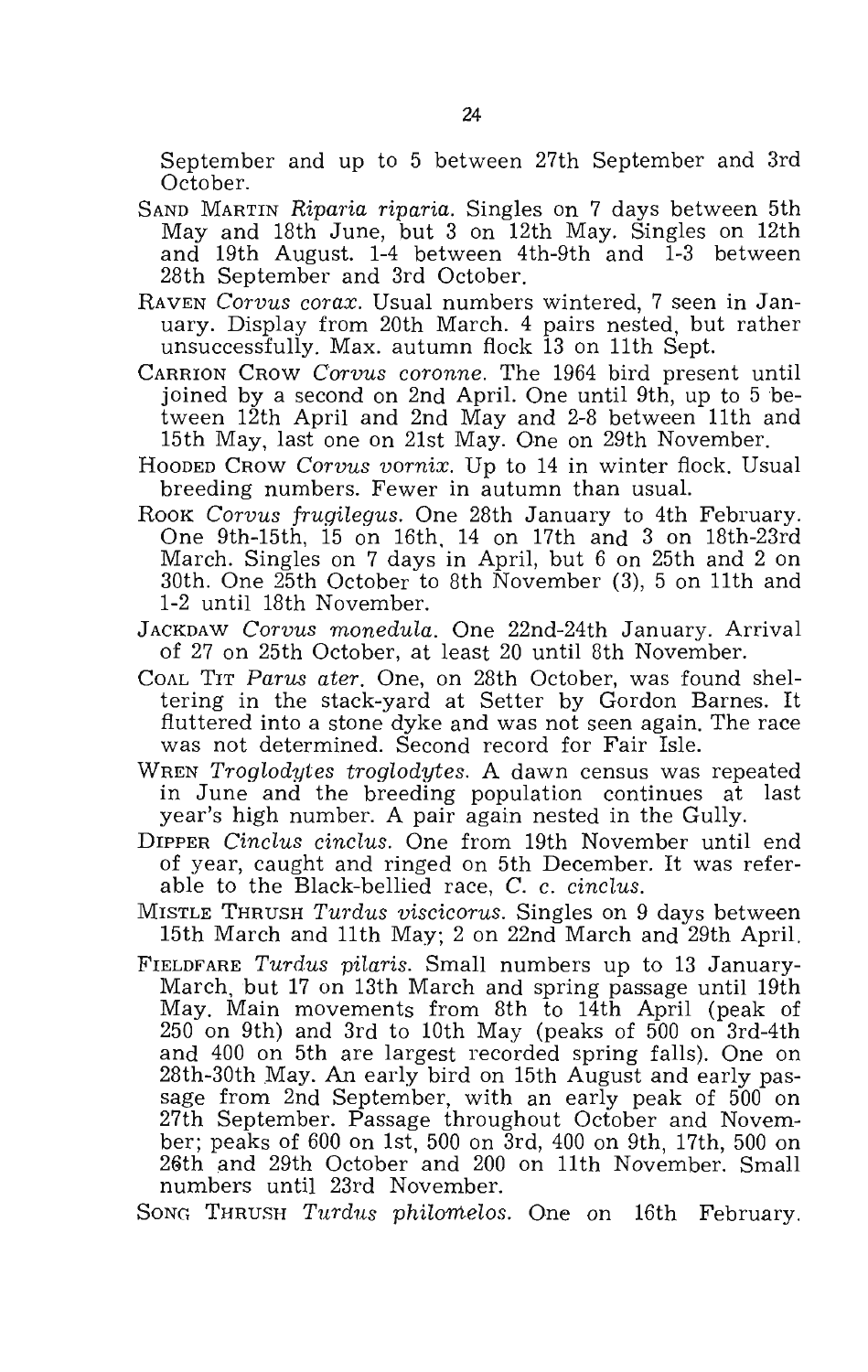September and up to 5 between 27th September and 3rd October.

SAND MARTIN *Riparia riparia*. Singles on 7 days between 5th May and 18th June, but 3 on 12th May. Singles on 12th and 19th August. 1-4 between 4th-9th and 1-3 between 28th September and 3rd October.

RAVEN *Corvus corax*. Usual numbers wintered, 7 seen in January. Display from 20th March. 4 pairs nested, but rather unsuccessfully. Max. autumn flock 13 on 11th Sept.

CARRION CROW *Corvus coronne*. The 1964 bird present until joined by a second on 2nd April. One until 9th, up to 5 between 12th April and 2nd May and 2-8 between 11th and 15th May, last one on 21st May. One on 29th November.

HOODED CROW *Corvus vornix*. Up to 14 in winter flock. Usual breeding numbers. Fewer in autumn than usual.

ROOK *Corvus frugilegus*. One 28th January to 4th February. One 9th-15th, 15 on 16th, 14 on 17th and 3 on 18th-23rd March. Singles on 7 days in April, but 6 on 25th and 2 on 30th. One 25th October to 8th November (3), 5 on 11th and 1-2 until 18th November.

JACKDAW *Corvus monedula*. One 22nd-24th January. Arrival of 27 on 25th October, at least 20 until 8th November.

COAL TIT *Parus ater*. One, on 28th October, was found sheltering in the stack-yard at Setter by Gordon Barnes. It fluttered into a stone dyke and was not seen again. The race was not determined. Second record for Fair Isle.

WREN *Troglodytes troglodytes*. A dawn census was repeated in June and the breeding population continues at last year's high number. A pair again nested in the Gully.

DIPPER *Cinclus cinclus*. One from 19th November until end of year, caught and ringed on 5th December. It was referable to the Black-bellied race, *C. c. cinclus*.

MISTLE THRUSH *Turdus viscicorus*. Singles on 9 days between 15th March and 11th May; 2 on 22nd March and 29th April.

FIELDFARE *Turdus pilaris*. Small numbers up to 13 January-March, but 17 on 13th March and spring passage until 19th May. Main movements from 8th to 14th April (peak of 250 on 9th) and 3rd to 10th May (peaks of 500 on 3rd-4th and 400 on 5th are largest recorded spring falls). One on 28th-30th May. An early bird on 15th August and early passage from 2nd September, with an early peak of 500 on 27th September. Passage throughout October and November; peaks of 600 on 1st, 500 on 3rd, 400 on 9th, 17th, 500 on 26th and 29th October and 200 on 11th November. Small numbers until 23rd November.

SONG THRUSH *Turdus philomelos*. One on 16th February.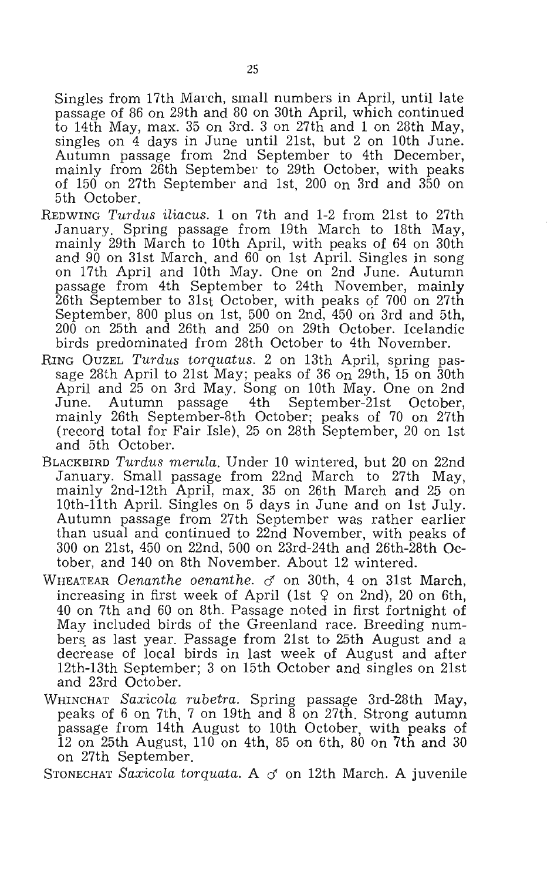Singles from 17th March, small numbers in April, until late passage of 86 on 29th and 80 on 30th April, which continued to 14th May, max. 35 on 3rd. 3 on 27th and 1 on 28th May, singles on 4 days in June until 21st, but 2 on 10th June. Autumn passage from 2nd September to 4th December, mainly from 26th September to 29th October, with peaks of 150 on 27th September and 1st, 200 on 3rd and 350 on 5th October.

REDWING *Turdus iliacus*. 1 on 7th and 1-2 from 21st to 27th January. Spring passage from 19th March to 18th May, mainly 29th March to 10th April, with peaks of 64 on 30th and 90 on 31st March, and 60 on 1st April. Singles in song on 17th April and 10th May. One on 2nd June. Autumn passage from 4th September to 24th November, mainly 26th September to 31st October, with peaks of 700 on 27th September, 800 plus on 1st, 500 on 2nd, 450 on 3rd and 5th, 200 on 25th and 26th and 250 on 29th October. Icelandic birds predominated from 28th October to 4th November.

RING OUZEL *Turdus torquatus*. 2 on 13th April, spring passage 28th April to 21st May; peaks of 36 on 29th, 15 on 30th April and 25 on 3rd May. Song on 10th May. One on 2nd June. Autumn passage 4th September-21st October, mainly 26th September-8th October; peaks of 70 on 27th (record total for Fair Isle), 25 on 28th September, 20 on 1st and 5th October.

BLACKBIRD *Turdus merula*. Under 10 wintered, but 20 on 22nd January. Small passage from 22nd March to 27th May, mainly 2nd-12th April, max. 35 on 26th March and 25 on 10th-11th April. Singles on 5 days in June and on 1st July. Autumn passage from 27th September was rather earlier than usual and continued to 22nd November, with peaks of 300 on 21st, 450 on 22nd, 500 on 23rd-24th and 26th-28th October, and 140 on 8th November. About 12 wintered.

WHEATEAR *Oenanthe oenanthe*. ♂ on 30th, 4 on 31st March, increasing in first week of April (1st ♀ on 2nd), 20 on 6th, 40 on 7th and 60 on 8th. Passage noted in first fortnight of May included birds of the Greenland race. Breeding numbers as last year. Passage from 21st to 25th August and a decrease of local birds in last week of August and after 12th-13th September; 3 on 15th October and singles on 21st and 23rd October.

WHINCHAT *Saxicola rubetra*. Spring passage 3rd-28th May, peaks of 6 on 7th, 7 on 19th and 8 on 27th. Strong autumn passage from 14th August to 10th October, with peaks of 12 on 25th August, 110 on 4th, 85 on 6th, 80 on 7th and 30 on 27th September.

STONECHAT *Saxicola torquata*. A ♂ on 12th March. A juvenile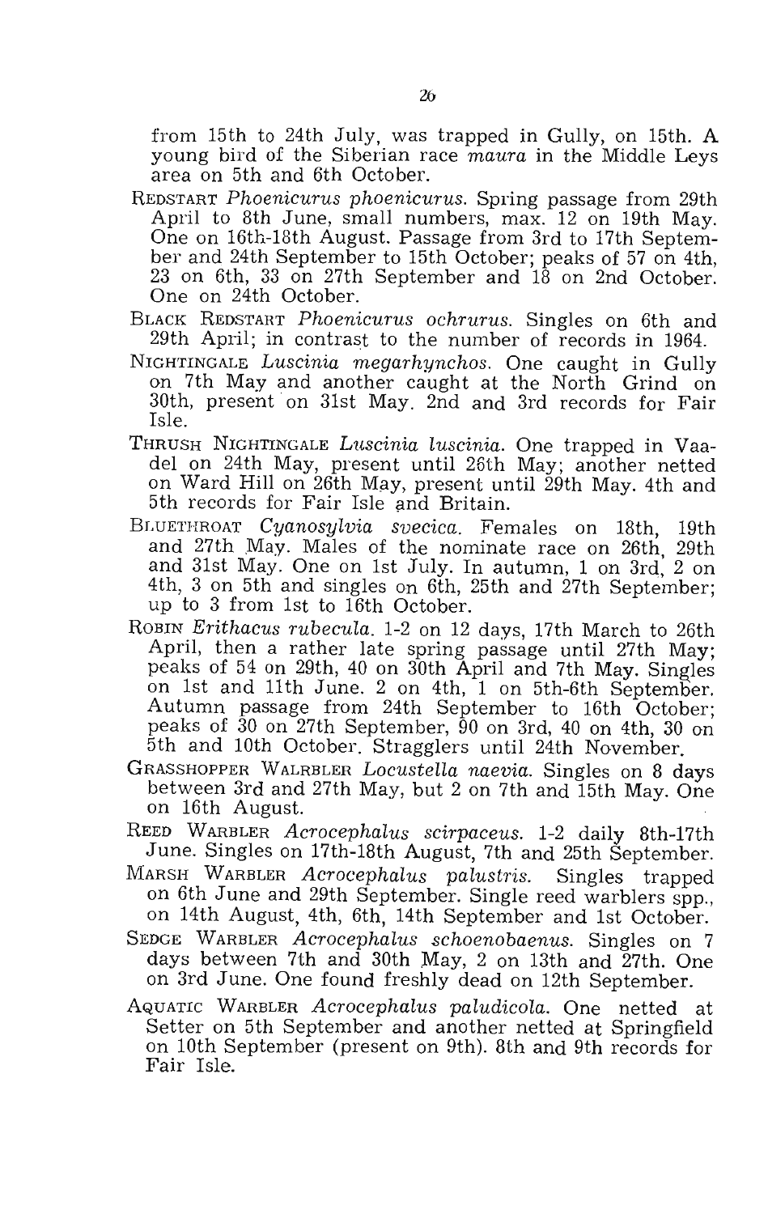from 15th to 24th July, was trapped in Gully, on 15th. A young bird of the Siberian race *maura* in the Middle Leys area on 5th and 6th October.

REDSTART *Phoenicurus phoenicurus*. Spring passage from 29th April to 8th June, small numbers, max. 12 on 19th May. One on 16th-18th August. Passage from 3rd to 17th September and 24th September to 15th October; peaks of 57 on 4th, 23 on 6th, 33 on 27th September and 18 on 2nd October. One on 24th October.

BLACK REDSTART *Phoenicurus ochrurus*. Singles on 6th and 29th April; in contrast to the number of records in 1964.

NIGHTINGALE *Luscinia megarhynchos*. One caught in Gully on 7th May and another caught at the North Grind on 30th, present on 31st May. 2nd and 3rd records for Fair Isle.

THRUSH NIGHTINGALE *Luscinia luscinia*. One trapped in Vaadel on 24th May, present until 26th May; another netted on Ward Hill on 26th May, present until 29th May. 4th and 5th records for Fair Isle and Britain.

BLUETHROAT *Cyanosylvia svecica*. Females on 18th, 19th and 27th May. Males of the nominate race on 26th, 29th and 31st May. One on 1st July. In autumn, 1 on 3rd, 2 on 4th, 3 on 5th and singles on 6th, 25th and 27th September; up to 3 from 1st to 16th October.

ROBIN *Erithacus rubecula*. 1-2 on 12 days, 17th March to 26th April, then a rather late spring passage until 27th May; peaks of 54 on 29th, 40 on 30th April and 7th May. Singles on 1st and 11th June. 2 on 4th, 1 on 5th-6th September. Autumn passage from 24th September to 16th October; peaks of 30 on 27th September, 90 on 3rd, 40 on 4th, 30 on 5th and 10th October. Stragglers until 24th November.

GRASSHOPPER WALRBLER *Locustella naevia*. Singles on 8 days between 3rd and 27th May, but 2 on 7th and 15th May. One on 16th August.

REED WARBLER *Acrocephalus scirpaceus*. 1-2 daily 8th-17th June. Singles on 17th-18th August, 7th and 25th September.

MARSH WARBLER *Acrocephalus palustris*. Singles trapped on 6th June and 29th September. Single reed warblers spp., on 14th August, 4th, 6th, 14th September and 1st October.

SEDGE WARBLER *Acrocephalus schoenobaenus*. Singles on 7 days between 7th and 30th May, 2 on 13th and 27th. One on 3rd June. One found freshly dead on 12th September.

AQUATIC WARBLER *Acrocephalus paludicola*. One netted at Setter on 5th September and another netted at Springfield on 10th September (present on 9th). 8th and 9th records for Fair Isle.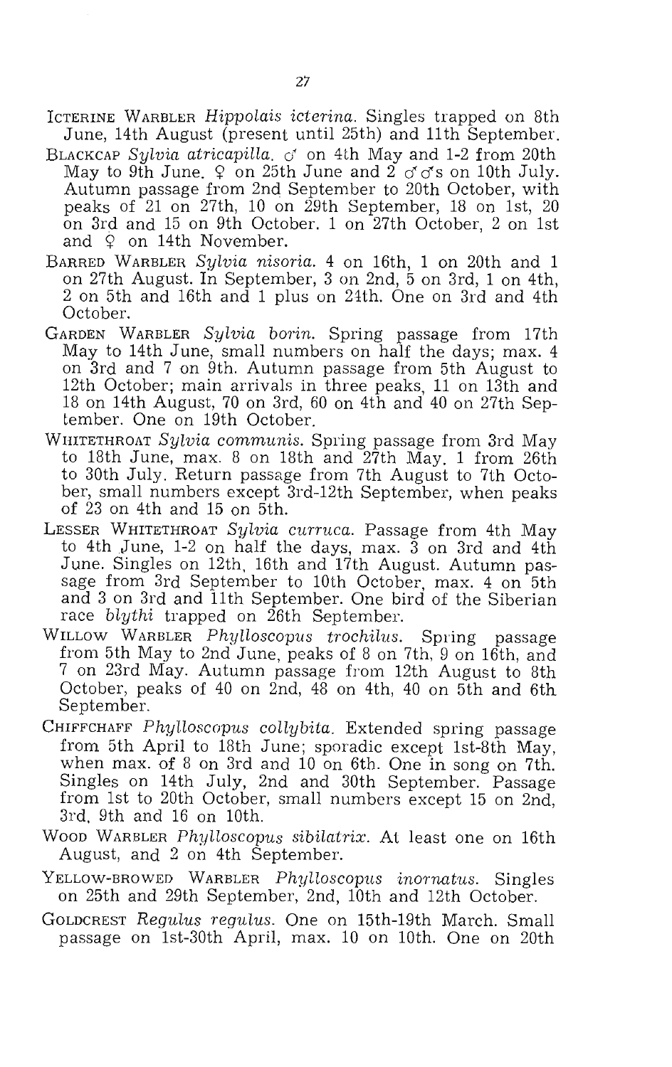ICTERINE WARBLER *Hippolais icterina*. Singles trapped on 8th June, 14th August (present until 25th) and 11th September.

BLACKCAP *Sylvia atricapilla*. ♂ on 4th May and 1-2 from 20th May to 9th June. ♀ on 25th June and 2 ♂♂s on 10th July. Autumn passage from 2nd September to 20th October, with peaks of 21 on 27th, 10 on 29th September, 18 on 1st, 20 on 3rd and 15 on 9th October. 1 on 27th October, 2 on 1st and ♀ on 14th November.

BARRED WARBLER *Sylvia nisoria*. 4 on 16th, 1 on 20th and 1 on 27th August. In September, 3 on 2nd, 5 on 3rd, 1 on 4th, 2 on 5th and 16th and 1 plus on 24th. One on 3rd and 4th October.

GARDEN WARBLER *Sylvia borin*. Spring passage from 17th May to 14th June, small numbers on half the days; max. 4 on 3rd and 7 on 9th. Autumn passage from 5th August to 12th October; main arrivals in three peaks, 11 on 13th and 18 on 14th August, 70 on 3rd, 60 on 4th and 40 on 27th September. One on 19th October.

WHITETHROAT *Sylvia communis*. Spring passage from 3rd May to 18th June, max. 8 on 18th and 27th May. 1 from 26th to 30th July. Return passage from 7th August to 7th October, small numbers except 3rd-12th September, when peaks of 23 on 4th and 15 on 5th.

LESSER WHITETHROAT *Sylvia curruca*. Passage from 4th May to 4th June, 1-2 on half the days, max. 3 on 3rd and 4th June. Singles on 12th, 16th and 17th August. Autumn passage from 3rd September to 10th October, max. 4 on 5th and 3 on 3rd and 11th September. One bird of the Siberian race *blythi* trapped on 26th September.

WILLOW WARBLER *Phylloscopus trochilus*. Spring passage from 5th May to 2nd June, peaks of 8 on 7th, 9 on 16th, and 7 on 23rd May. Autumn passage from 12th August to 8th October, peaks of 40 on 2nd, 48 on 4th, 40 on 5th and 6th September.

CHIFFCHAFF *Phylloscopus collybita*. Extended spring passage from 5th April to 18th June; sporadic except 1st-8th May, when max. of 8 on 3rd and 10 on 6th. One in song on 7th. Singles on 14th July, 2nd and 30th September. Passage from 1st to 20th October, small numbers except 15 on 2nd, 3rd, 9th and 16 on 10th.

WOOD WARBLER *Phylloscopus sibilatrix*. At least one on 16th August, and 2 on 4th September.

YELLOW-BROWED WARBLER *Phylloscopus inornatus*. Singles on 25th and 29th September, 2nd, 10th and 12th October.

GOLDCREST *Regulus regulus*. One on 15th-19th March. Small passage on 1st-30th April, max. 10 on 10th. One on 20th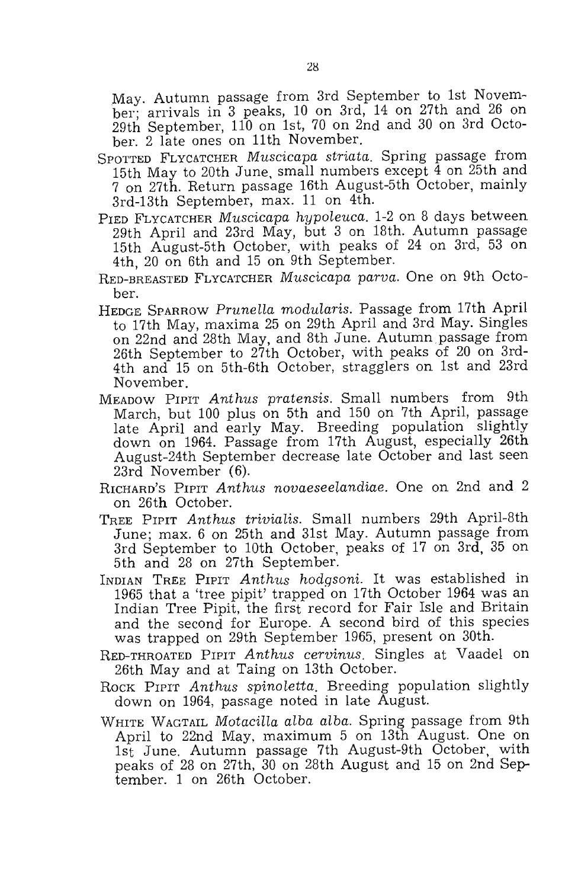May. Autumn passage from 3rd September to 1st November; arrivals in 3 peaks, 10 on 3rd, 14 on 27th and 26 on 29th September, 110 on 1st, 70 on 2nd and 30 on 3rd October. 2 late ones on 11th November.

SPOTTED FLYCATCHER *Muscicapa striata*. Spring passage from 15th May to 20th June, small numbers except 4 on 25th and 7 on 27th. Return passage 16th August-5th October, mainly 3rd-13th September, max. 11 on 4th.

PIED FLYCATCHER *Muscicapa hypoleuca*. 1-2 on 8 days between 29th April and 23rd May, but 3 on 18th. Autumn passage 15th August-5th October, with peaks of 24 on 3rd, 53 on 4th, 20 on 6th and 15 on 9th September.

RED-BREASTED FLYCATCHER *Muscicapa parva*. One on 9th October.

HEDGE SPARROW *Prunella modularis*. Passage from 17th April to 17th May, maxima 25 on 29th April and 3rd May. Singles on 22nd and 28th May, and 8th June. Autumn passage from 26th September to 27th October, with peaks of 20 on 3rd-4th and 15 on 5th-6th October, stragglers on 1st and 23rd November.

MEADOW PIPIT *Anthus pratensis*. Small numbers from 9th March, but 100 plus on 5th and 150 on 7th April, passage late April and early May. Breeding population slightly down on 1964. Passage from 17th August, especially 26th August-24th September decrease late October and last seen 23rd November (6).

RICHARD'S PIPIT *Anthus novaeseelandiae*. One on 2nd and 2 on 26th October.

TREE PIPIT *Anthus trivialis*. Small numbers 29th April-8th June; max. 6 on 25th and 31st May. Autumn passage from 3rd September to 10th October, peaks of 17 on 3rd, 35 on 5th and 28 on 27th September.

INDIAN TREE PIPIT *Anthus hodgsoni*. It was established in 1965 that a 'tree pipit' trapped on 17th October 1964 was an Indian Tree Pipit, the first record for Fair Isle and Britain and the second for Europe. A second bird of this species was trapped on 29th September 1965, present on 30th.

RED-THROATED PIPIT *Anthus cervinus*. Singles at Vaadel on 26th May and at Taing on 13th October.

ROCK PIPIT *Anthus spinoletta*. Breeding population slightly down on 1964, passage noted in late August.

WHITE WAGTAIL *Motacilla alba alba*. Spring passage from 9th April to 22nd May, maximum 5 on 13th August. One on 1st June. Autumn passage 7th August-9th October, with peaks of 28 on 27th, 30 on 28th August and 15 on 2nd September. 1 on 26th October.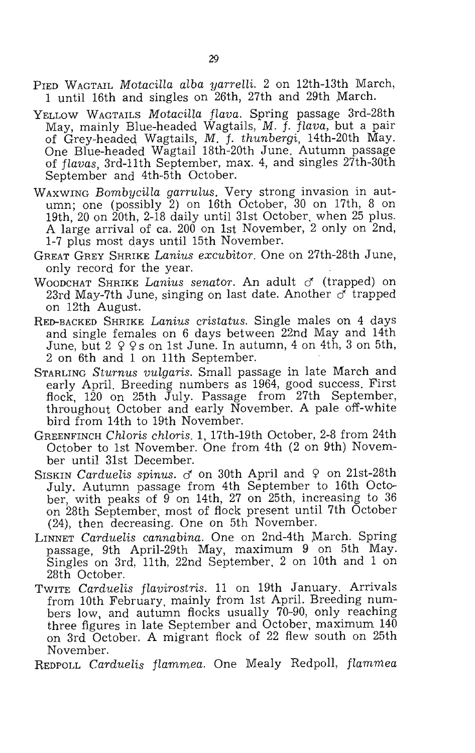PIED WAGTAIL *Motacilla alba yarrelli*. 2 on 12th-13th March, 1 until 16th and singles on 26th, 27th and 29th March.

YELLOW WAGTAILS *Motacilla flava*. Spring passage 3rd-28th May, mainly Blue-headed Wagtails, *M. f. flava*, but a pair of Grey-headed Wagtails, *M. f. thunbergi*, 14th-20th May. One Blue-headed Wagtail 18th-20th June. Autumn passage of *flavas*, 3rd-11th September, max. 4, and singles 27th-30th September and 4th-5th October.

WAXWING *Bombycilla garrulus*. Very strong invasion in autumn; one (possibly 2) on 16th October, 30 on 17th, 8 on 19th, 20 on 20th, 2-18 daily until 31st October, when 25 plus. A large arrival of ca. 200 on 1st November, 2 only on 2nd, 1-7 plus most days until 15th November.

GREAT GREY SHRIKE *Lanius excubitor*. One on 27th-28th June, only record for the year.

WOODCHAT SHRIKE *Lanius senator*. An adult ♂ (trapped) on 23rd May-7th June, singing on last date. Another ♂ trapped on 12th August.

RED-BACKED SHRIKE *Lanius cristatus*. Single males on 4 days and single females on 6 days between 22nd May and 14th June, but 2 ♀♀s on 1st June. In autumn, 4 on 4th, 3 on 5th, 2 on 6th and 1 on 11th September.

STARLING *Sturnus vulgaris*. Small passage in late March and early April. Breeding numbers as 1964, good success. First flock, 120 on 25th July. Passage from 27th September, throughout October and early November. A pale off-white bird from 14th to 19th November.

GREENFINCH *Chloris chloris*. 1, 17th-19th October, 2-8 from 24th October to 1st November. One from 4th (2 on 9th) November until 31st December.

SISKIN *Carduelis spinus*. ♂ on 30th April and ♀ on 21st-28th July. Autumn passage from 4th September to 16th October, with peaks of 9 on 14th, 27 on 25th, increasing to 36 on 28th September, most of flock present until 7th October (24), then decreasing. One on 5th November.

LINNET *Carduelis cannabina*. One on 2nd-4th March. Spring passage, 9th April-29th May, maximum 9 on 5th May. Singles on 3rd, 11th, 22nd September, 2 on 10th and 1 on 28th October.

TWITE *Carduelis flavirostris*. 11 on 19th January. Arrivals from 10th February, mainly from 1st April. Breeding numbers low, and autumn flocks usually 70-90, only reaching three figures in late September and October, maximum 140 on 3rd October. A migrant flock of 22 flew south on 25th November.

REDPOLL *Carduelis flammea*. One Mealy Redpoll, *flammea*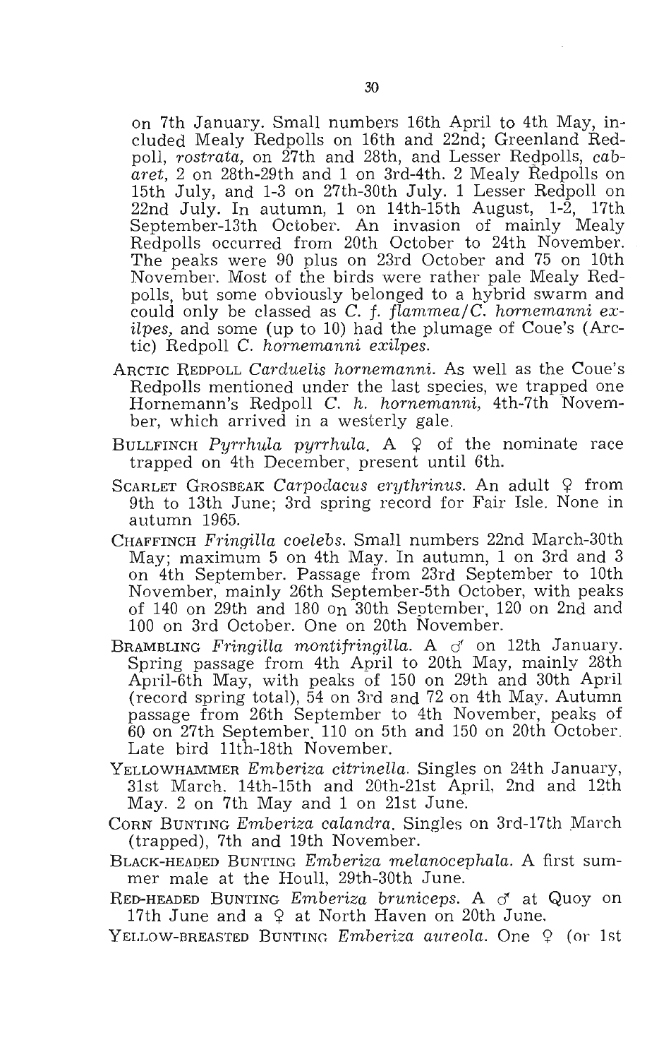on 7th January. Small numbers 16th April to 4th May, included Mealy Redpolls on 16th and 22nd; Greenland Redpoll, *rostrata*, on 27th and 28th, and Lesser Redpolls, *cabaret*, 2 on 28th-29th and 1 on 3rd-4th. 2 Mealy Redpolls on 15th July, and 1-3 on 27th-30th July. 1 Lesser Redpoll on 22nd July. In autumn, 1 on 14th-15th August, 1-2, 17th September-13th October. An invasion of mainly Mealy Redpolls occurred from 20th October to 24th November. The peaks were 90 plus on 23rd October and 75 on 10th November. Most of the birds were rather pale Mealy Redpolls, but some obviously belonged to a hybrid swarm and could only be classed as *C. f. flammea/C. hornemanni exilpes*, and some (up to 10) had the plumage of Coue's (Arctic) Redpoll *C. hornemanni exilpes*.

ARCTIC REDPOLL *Carduelis hornemanni*. As well as the Coue's Redpolls mentioned under the last species, we trapped one Hornemann's Redpoll *C. h. hornemanni*, 4th-7th November, which arrived in a westerly gale.

BULLFINCH *Pyrrhula pyrrhula*. A ♀ of the nominate race trapped on 4th December, present until 6th.

SCARLET GROSBEAK *Carpodacus erythrinus*. An adult ♀ from 9th to 13th June; 3rd spring record for Fair Isle. None in autumn 1965.

CHAFFINCH *Fringilla coelebs*. Small numbers 22nd March-30th May; maximum 5 on 4th May. In autumn, 1 on 3rd and 3 on 4th September. Passage from 23rd September to 10th November, mainly 26th September-5th October, with peaks of 140 on 29th and 180 on 30th September, 120 on 2nd and 100 on 3rd October. One on 20th November.

BRAMBLING *Fringilla montifringilla*. A ♂ on 12th January. Spring passage from 4th April to 20th May, mainly 28th April-6th May, with peaks of 150 on 29th and 30th April (record spring total), 54 on 3rd and 72 on 4th May. Autumn passage from 26th September to 4th November, peaks of 60 on 27th September, 110 on 5th and 150 on 20th October. Late bird 11th-18th November.

YELLOWHAMMER *Emberiza citrinella*. Singles on 24th January, 31st March, 14th-15th and 20th-21st April, 2nd and 12th May. 2 on 7th May and 1 on 21st June.

CORN BUNTING *Emberiza calandra*. Singles on 3rd-17th March (trapped), 7th and 19th November.

BLACK-HEADED BUNTING *Emberiza melanocephala*. A first summer male at the Houll, 29th-30th June.

RED-HEADED BUNTING *Emberiza bruniceps*. A ♂ at Quoy on 17th June and a ♀ at North Haven on 20th June.

YELLOW-BREASTED BUNTING *Emberiza aureola*. One ♀ (or 1st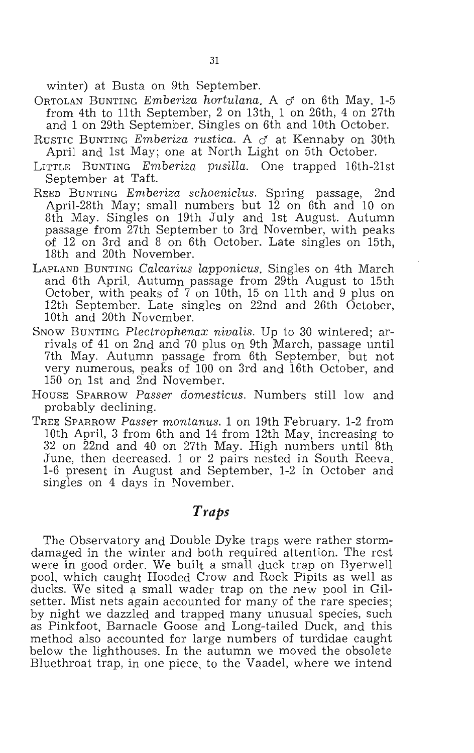winter) at Busta on 9th September.

Ortolan Bunting *Emberiza hortulana*. A ♂ on 6th May. 1-5 from 4th to 11th September, 2 on 13th, 1 on 26th, 4 on 27th and 1 on 29th September. Singles on 6th and 10th October.

Rustic Bunting *Emberiza rustica*. A ♂ at Kennaby on 30th April and 1st May; one at North Light on 5th October.

Little Bunting *Emberiza pusilla*. One trapped 16th-21st September at Taft.

Reed Bunting *Emberiza schoeniclus*. Spring passage, 2nd April-28th May; small numbers but 12 on 6th and 10 on 8th May. Singles on 19th July and 1st August. Autumn passage from 27th September to 3rd November, with peaks of 12 on 3rd and 8 on 6th October. Late singles on 15th, 18th and 20th November.

Lapland Bunting *Calcarius lapponicus*. Singles on 4th March and 6th April. Autumn passage from 29th August to 15th October, with peaks of 7 on 10th, 15 on 11th and 9 plus on 12th September. Late singles on 22nd and 26th October, 10th and 20th November.

Snow Bunting *Plectrophenax nivalis*. Up to 30 wintered; arrivals of 41 on 2nd and 70 plus on 9th March, passage until 7th May. Autumn passage from 6th September, but not very numerous, peaks of 100 on 3rd and 16th October, and 150 on 1st and 2nd November.

House Sparrow *Passer domesticus*. Numbers still low and probably declining.

Tree Sparrow *Passer montanus*. 1 on 19th February. 1-2 from 10th April, 3 from 6th and 14 from 12th May, increasing to 32 on 22nd and 40 on 27th May. High numbers until 8th June, then decreased. 1 or 2 pairs nested in South Reeva. 1-6 present in August and September, 1-2 in October and singles on 4 days in November.

## *Traps*

The Observatory and Double Dyke traps were rather storm-damaged in the winter and both required attention. The rest were in good order. We built a small duck trap on Byerwell pool, which caught Hooded Crow and Rock Pipits as well as ducks. We sited a small wader trap on the new pool in Gilsetter. Mist nets again accounted for many of the rare species; by night we dazzled and trapped many unusual species, such as Pinkfoot, Barnacle Goose and Long-tailed Duck, and this method also accounted for large numbers of turdidae caught below the lighthouses. In the autumn we moved the obsolete Bluethroat trap, in one piece, to the Vaadel, where we intend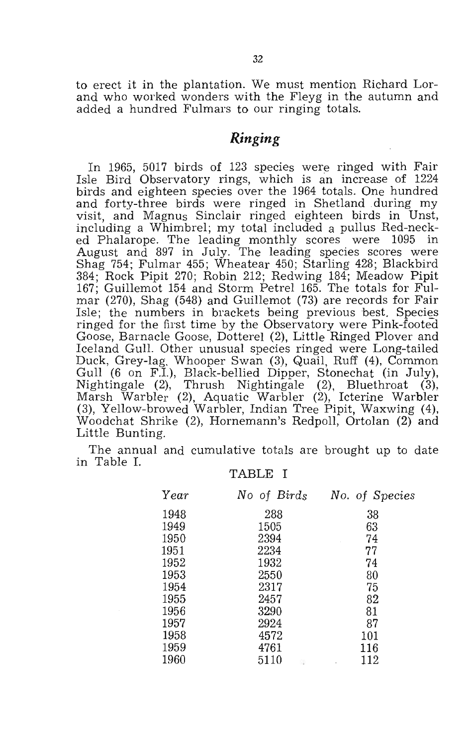to erect it in the plantation. We must mention Richard Lorand who worked wonders with the Fleyg in the autumn and added a hundred Fulmars to our ringing totals.

## *Ringing*

In 1965, 5017 birds of 123 species were ringed with Fair Isle Bird Observatory rings, which is an increase of 1224 birds and eighteen species over the 1964 totals. One hundred and forty-three birds were ringed in Shetland during my visit, and Magnus Sinclair ringed eighteen birds in Unst, including a Whimbrel; my total included a pullus Red-necked Phalarope. The leading monthly scores were 1095 in August and 897 in July. The leading species scores were Shag 754; Fulmar 455; Wheatear 450; Starling 428; Blackbird 384; Rock Pipit 270; Robin 212; Redwing 184; Meadow Pipit 167; Guillemot 154 and Storm Petrel 165. The totals for Fulmar (270), Shag (548) and Guillemot (73) are records for Fair Isle; the numbers in brackets being previous best. Species ringed for the first time by the Observatory were Pink-footed Goose, Barnacle Goose, Dotterel (2), Little Ringed Plover and Iceland Gull. Other unusual species ringed were Long-tailed Duck, Grey-lag, Whooper Swan (3), Quail, Ruff (4), Common Gull (6 on F.I.), Black-bellied Dipper, Stonechat (in July), Nightingale (2), Thrush Nightingale (2), Bluethroat (3), Marsh Warbler (2), Aquatic Warbler (2), Icterine Warbler (3), Yellow-browed Warbler, Indian Tree Pipit, Waxwing (4), Woodchat Shrike (2), Hornemann's Redpoll, Ortolan (2) and Little Bunting.

The annual and cumulative totals are brought up to date in Table I.

TABLE I

| *Year* | *No of Birds* | *No. of Species* |
|---|---|---|
| 1948 | 288 | 38 |
| 1949 | 1505 | 63 |
| 1950 | 2394 | 74 |
| 1951 | 2234 | 77 |
| 1952 | 1932 | 74 |
| 1953 | 2550 | 80 |
| 1954 | 2317 | 75 |
| 1955 | 2457 | 82 |
| 1956 | 3290 | 81 |
| 1957 | 2924 | 87 |
| 1958 | 4572 | 101 |
| 1959 | 4761 | 116 |
| 1960 | 5110 | 112 |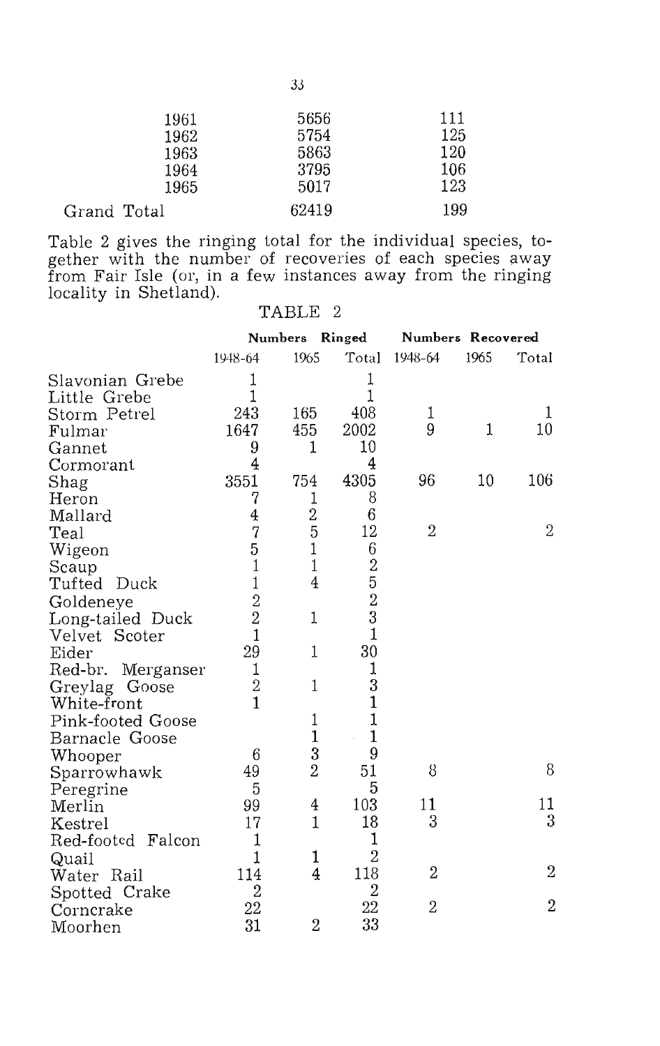| | | |
|---|---|---|
| 1961 | 5656 | 111 |
| 1962 | 5754 | 125 |
| 1963 | 5863 | 120 |
| 1964 | 3795 | 106 |
| 1965 | 5017 | 123 |
| Grand Total | 62419 | 199 |

Table 2 gives the ringing total for the individual species, together with the number of recoveries of each species away from Fair Isle (or, in a few instances away from the ringing locality in Shetland).

TABLE 2

| | Numbers Ringed | | | Numbers Recovered | | |
|---|---|---|---|---|---|---|
| | 1948-64 | 1965 | Total | 1948-64 | 1965 | Total |
| Slavonian Grebe | 1 | | 1 | | | |
| Little Grebe | 1 | | 1 | | | |
| Storm Petrel | 243 | 165 | 408 | 1 | | 1 |
| Fulmar | 1647 | 455 | 2002 | 9 | 1 | 10 |
| Gannet | 9 | 1 | 10 | | | |
| Cormorant | 4 | | 4 | | | |
| Shag | 3551 | 754 | 4305 | 96 | 10 | 106 |
| Heron | 7 | 1 | 8 | | | |
| Mallard | 4 | 2 | 6 | | | |
| Teal | 7 | 5 | 12 | 2 | | 2 |
| Wigeon | 5 | 1 | 6 | | | |
| Scaup | 1 | 1 | 2 | | | |
| Tufted Duck | 1 | 4 | 5 | | | |
| Goldeneye | 2 | | 2 | | | |
| Long-tailed Duck | 2 | 1 | 3 | | | |
| Velvet Scoter | 1 | | 1 | | | |
| Eider | 29 | 1 | 30 | | | |
| Red-br. Merganser | 1 | | 1 | | | |
| Greylag Goose | 2 | 1 | 3 | | | |
| White-front | 1 | | 1 | | | |
| Pink-footed Goose | | 1 | 1 | | | |
| Barnacle Goose | | 1 | 1 | | | |
| Whooper | 6 | 3 | 9 | | | |
| Sparrowhawk | 49 | 2 | 51 | 8 | | 8 |
| Peregrine | 5 | | 5 | | | |
| Merlin | 99 | 4 | 103 | 11 | | 11 |
| Kestrel | 17 | 1 | 18 | 3 | | 3 |
| Red-footed Falcon | 1 | | 1 | | | |
| Quail | 1 | 1 | 2 | | | |
| Water Rail | 114 | 4 | 118 | 2 | | 2 |
| Spotted Crake | 2 | | 2 | | | |
| Corncrake | 22 | | 22 | 2 | | 2 |
| Moorhen | 31 | 2 | 33 | | | |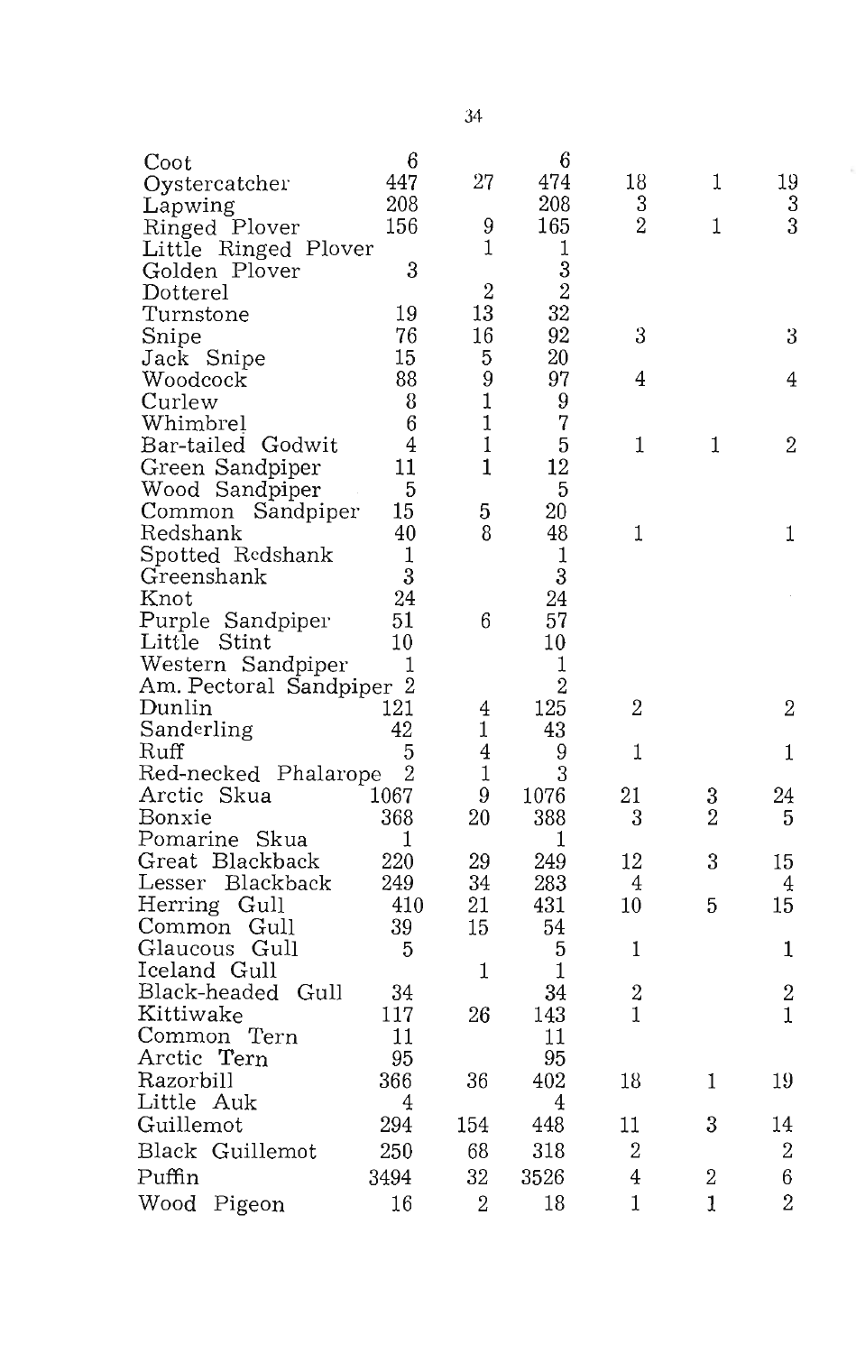| | | | | | | |
|---|---|---|---|---|---|---|
| Coot | 6 | | 6 | | | |
| Oystercatcher | 447 | 27 | 474 | 18 | 1 | 19 |
| Lapwing | 208 | | 208 | 3 | | 3 |
| Ringed Plover | 156 | 9 | 165 | 2 | 1 | 3 |
| Little Ringed Plover | | 1 | 1 | | | |
| Golden Plover | 3 | | 3 | | | |
| Dotterel | | 2 | 2 | | | |
| Turnstone | 19 | 13 | 32 | | | |
| Snipe | 76 | 16 | 92 | 3 | | 3 |
| Jack Snipe | 15 | 5 | 20 | | | |
| Woodcock | 88 | 9 | 97 | 4 | | 4 |
| Curlew | 8 | 1 | 9 | | | |
| Whimbrel | 6 | 1 | 7 | | | |
| Bar-tailed Godwit | 4 | 1 | 5 | 1 | 1 | 2 |
| Green Sandpiper | 11 | 1 | 12 | | | |
| Wood Sandpiper | 5 | | 5 | | | |
| Common Sandpiper | 15 | 5 | 20 | | | |
| Redshank | 40 | 8 | 48 | 1 | | 1 |
| Spotted Redshank | 1 | | 1 | | | |
| Greenshank | 3 | | 3 | | | |
| Knot | 24 | | 24 | | | |
| Purple Sandpiper | 51 | 6 | 57 | | | |
| Little Stint | 10 | | 10 | | | |
| Western Sandpiper | 1 | | 1 | | | |
| Am. Pectoral Sandpiper | 2 | | 2 | | | |
| Dunlin | 121 | 4 | 125 | 2 | | 2 |
| Sanderling | 42 | 1 | 43 | | | |
| Ruff | 5 | 4 | 9 | 1 | | 1 |
| Red-necked Phalarope | 2 | 1 | 3 | | | |
| Arctic Skua | 1067 | 9 | 1076 | 21 | 3 | 24 |
| Bonxie | 368 | 20 | 388 | 3 | 2 | 5 |
| Pomarine Skua | 1 | | 1 | | | |
| Great Blackback | 220 | 29 | 249 | 12 | 3 | 15 |
| Lesser Blackback | 249 | 34 | 283 | 4 | | 4 |
| Herring Gull | 410 | 21 | 431 | 10 | 5 | 15 |
| Common Gull | 39 | 15 | 54 | | | |
| Glaucous Gull | 5 | | 5 | 1 | | 1 |
| Iceland Gull | | 1 | 1 | | | |
| Black-headed Gull | 34 | | 34 | 2 | | 2 |
| Kittiwake | 117 | 26 | 143 | 1 | | 1 |
| Common Tern | 11 | | 11 | | | |
| Arctic Tern | 95 | | 95 | | | |
| Razorbill | 366 | 36 | 402 | 18 | 1 | 19 |
| Little Auk | 4 | | 4 | | | |
| Guillemot | 294 | 154 | 448 | 11 | 3 | 14 |
| Black Guillemot | 250 | 68 | 318 | 2 | | 2 |
| Puffin | 3494 | 32 | 3526 | 4 | 2 | 6 |
| Wood Pigeon | 16 | 2 | 18 | 1 | 1 | 2 |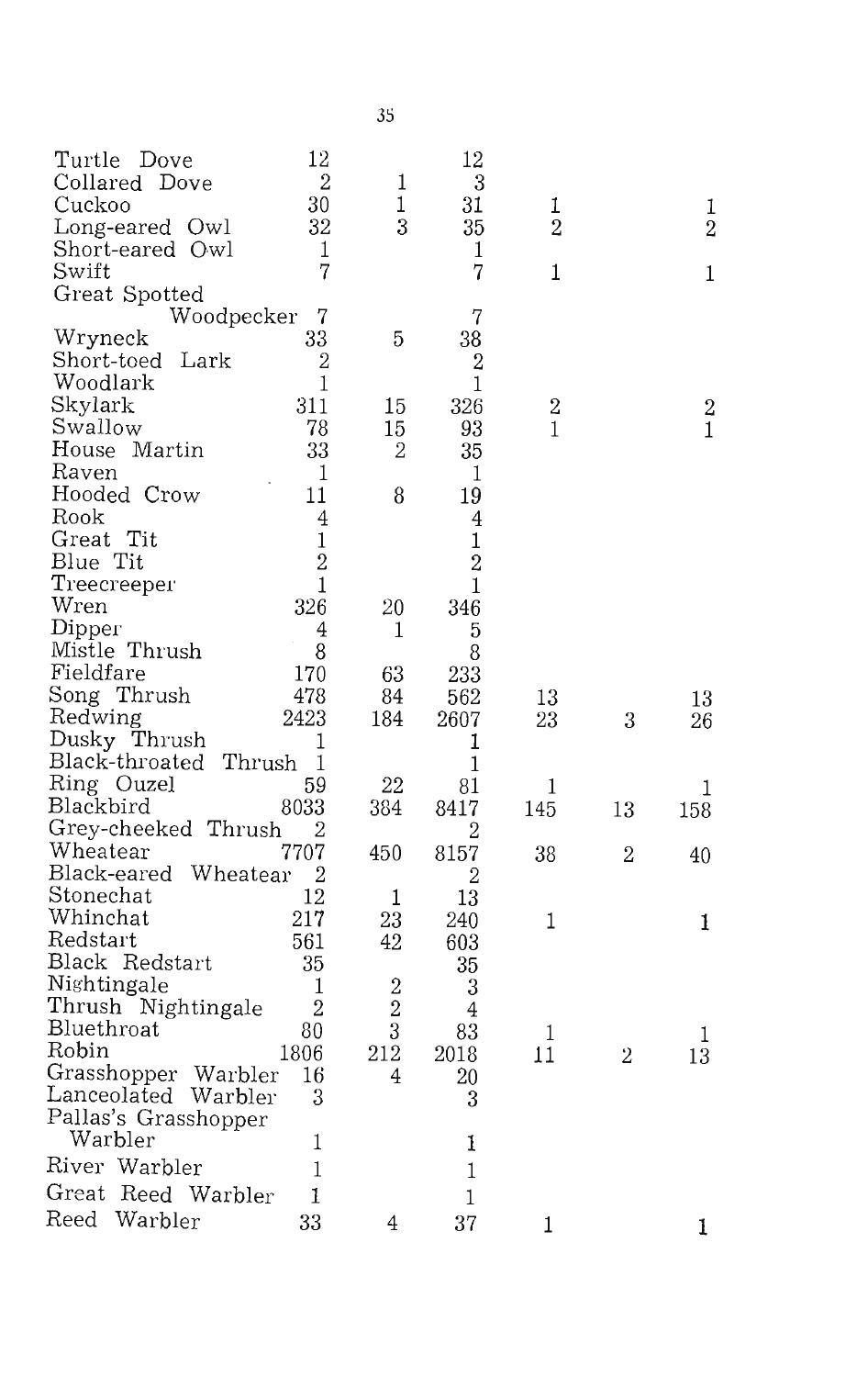| | | | | | | |
|---|---|---|---|---|---|---|
| Turtle Dove | 12 | | 12 | | | |
| Collared Dove | 2 | 1 | 3 | | | |
| Cuckoo | 30 | 1 | 31 | 1 | | 1 |
| Long-eared Owl | 32 | 3 | 35 | 2 | | 2 |
| Short-eared Owl | 1 | | 1 | | | |
| Swift | 7 | | 7 | 1 | | 1 |
| Great Spotted Woodpecker | 7 | | 7 | | | |
| Wryneck | 33 | 5 | 38 | | | |
| Short-toed Lark | 2 | | 2 | | | |
| Woodlark | 1 | | 1 | | | |
| Skylark | 311 | 15 | 326 | 2 | | 2 |
| Swallow | 78 | 15 | 93 | 1 | | 1 |
| House Martin | 33 | 2 | 35 | | | |
| Raven | 1 | | 1 | | | |
| Hooded Crow | 11 | 8 | 19 | | | |
| Rook | 4 | | 4 | | | |
| Great Tit | 1 | | 1 | | | |
| Blue Tit | 2 | | 2 | | | |
| Treecreeper | 1 | | 1 | | | |
| Wren | 326 | 20 | 346 | | | |
| Dipper | 4 | 1 | 5 | | | |
| Mistle Thrush | 8 | | 8 | | | |
| Fieldfare | 170 | 63 | 233 | | | |
| Song Thrush | 478 | 84 | 562 | 13 | | 13 |
| Redwing | 2423 | 184 | 2607 | 23 | 3 | 26 |
| Dusky Thrush | 1 | | 1 | | | |
| Black-throated Thrush | 1 | | 1 | | | |
| Ring Ouzel | 59 | 22 | 81 | 1 | | 1 |
| Blackbird | 8033 | 384 | 8417 | 145 | 13 | 158 |
| Grey-cheeked Thrush | 2 | | 2 | | | |
| Wheatear | 7707 | 450 | 8157 | 38 | 2 | 40 |
| Black-eared Wheatear | 2 | | 2 | | | |
| Stonechat | 12 | 1 | 13 | | | |
| Whinchat | 217 | 23 | 240 | 1 | | 1 |
| Redstart | 561 | 42 | 603 | | | |
| Black Redstart | 35 | | 35 | | | |
| Nightingale | 1 | 2 | 3 | | | |
| Thrush Nightingale | 2 | 2 | 4 | | | |
| Bluethroat | 80 | 3 | 83 | 1 | | 1 |
| Robin | 1806 | 212 | 2018 | 11 | 2 | 13 |
| Grasshopper Warbler | 16 | 4 | 20 | | | |
| Lanceolated Warbler | 3 | | 3 | | | |
| Pallas's Grasshopper Warbler | 1 | | 1 | | | |
| River Warbler | 1 | | 1 | | | |
| Great Reed Warbler | 1 | | 1 | | | |
| Reed Warbler | 33 | 4 | 37 | 1 | | 1 |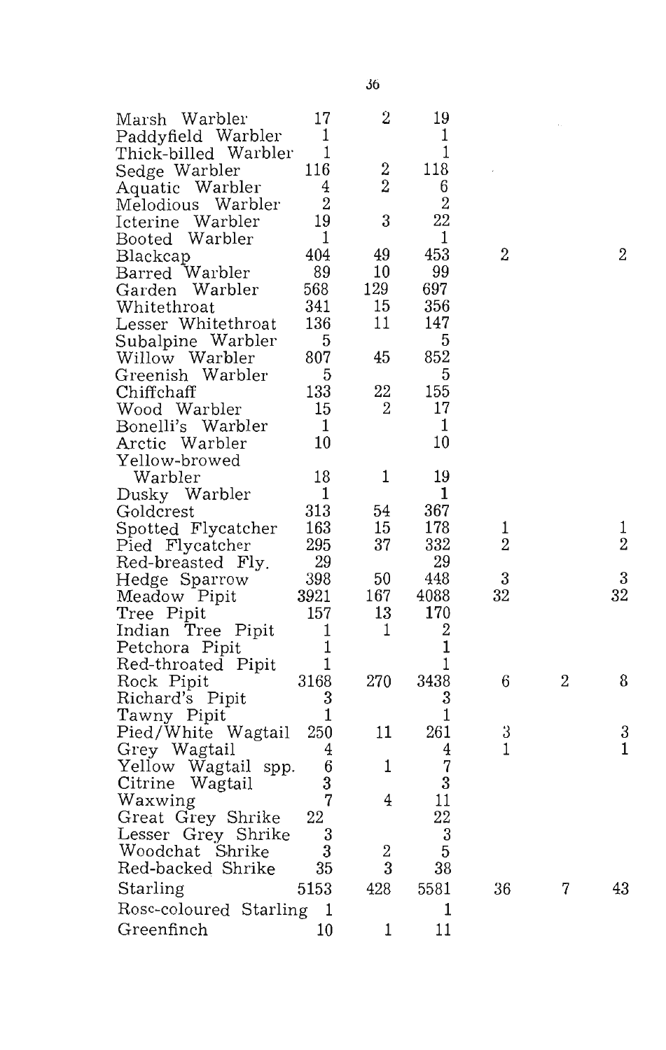| | | | | | | |
|---|---|---|---|---|---|---|
| Marsh Warbler | 17 | 2 | 19 | | | |
| Paddyfield Warbler | 1 | | 1 | | | |
| Thick-billed Warbler | 1 | | 1 | | | |
| Sedge Warbler | 116 | 2 | 118 | | | |
| Aquatic Warbler | 4 | 2 | 6 | | | |
| Melodious Warbler | 2 | | 2 | | | |
| Icterine Warbler | 19 | 3 | 22 | | | |
| Booted Warbler | 1 | | 1 | | | |
| Blackcap | 404 | 49 | 453 | 2 | | 2 |
| Barred Warbler | 89 | 10 | 99 | | | |
| Garden Warbler | 568 | 129 | 697 | | | |
| Whitethroat | 341 | 15 | 356 | | | |
| Lesser Whitethroat | 136 | 11 | 147 | | | |
| Subalpine Warbler | 5 | | 5 | | | |
| Willow Warbler | 807 | 45 | 852 | | | |
| Greenish Warbler | 5 | | 5 | | | |
| Chiffchaff | 133 | 22 | 155 | | | |
| Wood Warbler | 15 | 2 | 17 | | | |
| Bonelli's Warbler | 1 | | 1 | | | |
| Arctic Warbler | 10 | | 10 | | | |
| Yellow-browed Warbler | 18 | 1 | 19 | | | |
| Dusky Warbler | 1 | | 1 | | | |
| Goldcrest | 313 | 54 | 367 | | | |
| Spotted Flycatcher | 163 | 15 | 178 | 1 | | 1 |
| Pied Flycatcher | 295 | 37 | 332 | 2 | | 2 |
| Red-breasted Fly. | 29 | | 29 | | | |
| Hedge Sparrow | 398 | 50 | 448 | 3 | | 3 |
| Meadow Pipit | 3921 | 167 | 4088 | 32 | | 32 |
| Tree Pipit | 157 | 13 | 170 | | | |
| Indian Tree Pipit | 1 | 1 | 2 | | | |
| Petchora Pipit | 1 | | 1 | | | |
| Red-throated Pipit | 1 | | 1 | | | |
| Rock Pipit | 3168 | 270 | 3438 | 6 | 2 | 8 |
| Richard's Pipit | 3 | | 3 | | | |
| Tawny Pipit | 1 | | 1 | | | |
| Pied/White Wagtail | 250 | 11 | 261 | 3 | | 3 |
| Grey Wagtail | 4 | | 4 | 1 | | 1 |
| Yellow Wagtail spp. | 6 | 1 | 7 | | | |
| Citrine Wagtail | 3 | | 3 | | | |
| Waxwing | 7 | 4 | 11 | | | |
| Great Grey Shrike | 22 | | 22 | | | |
| Lesser Grey Shrike | 3 | | 3 | | | |
| Woodchat Shrike | 3 | 2 | 5 | | | |
| Red-backed Shrike | 35 | 3 | 38 | | | |
| Starling | 5153 | 428 | 5581 | 36 | 7 | 43 |
| Rose-coloured Starling | 1 | | 1 | | | |
| Greenfinch | 10 | 1 | 11 | | | |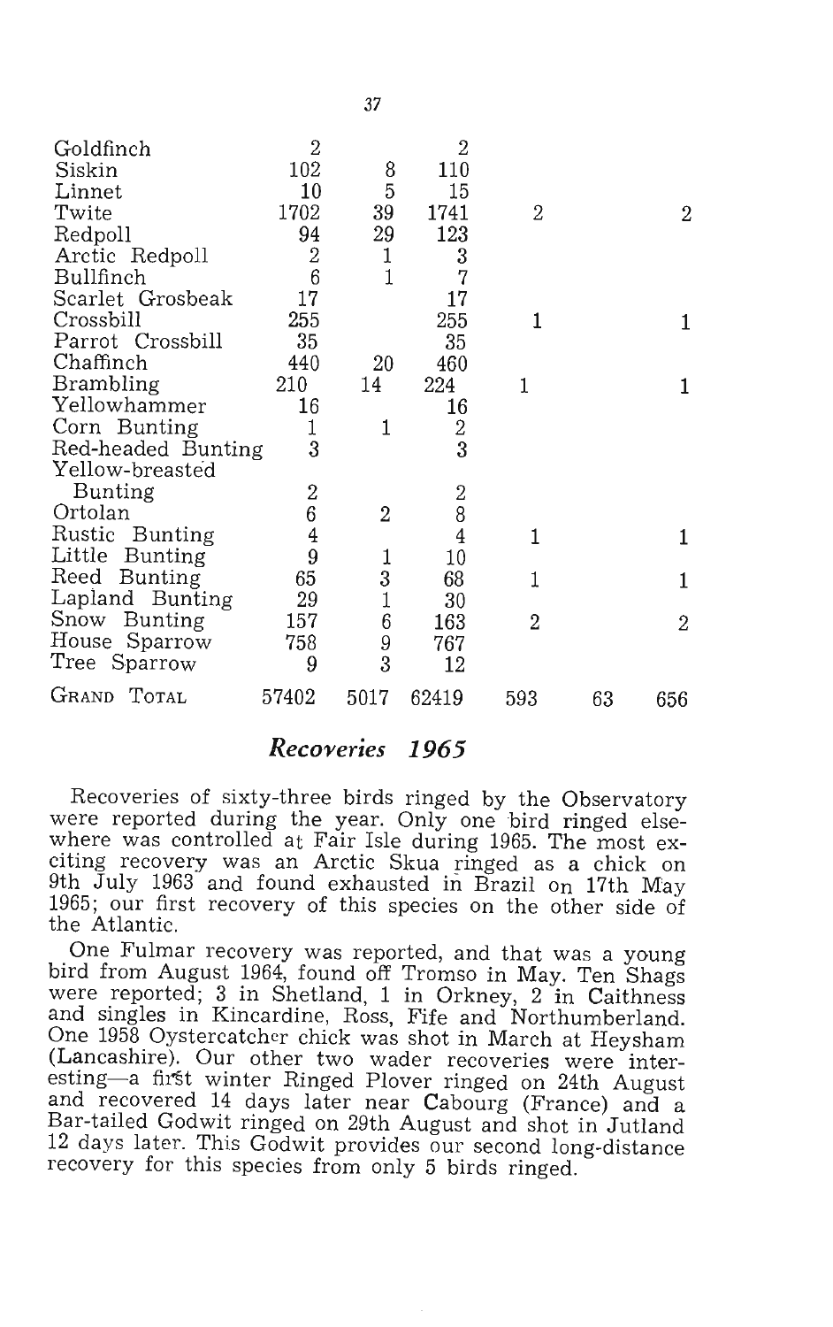| | | | | | | |
|---|---|---|---|---|---|---|
| Goldfinch | 2 | | 2 | | | |
| Siskin | 102 | 8 | 110 | | | |
| Linnet | 10 | 5 | 15 | | | |
| Twite | 1702 | 39 | 1741 | 2 | | 2 |
| Redpoll | 94 | 29 | 123 | | | |
| Arctic Redpoll | 2 | 1 | 3 | | | |
| Bullfinch | 6 | 1 | 7 | | | |
| Scarlet Grosbeak | 17 | | 17 | | | |
| Crossbill | 255 | | 255 | 1 | | 1 |
| Parrot Crossbill | 35 | | 35 | | | |
| Chaffinch | 440 | 20 | 460 | | | |
| Brambling | 210 | 14 | 224 | 1 | | 1 |
| Yellowhammer | 16 | | 16 | | | |
| Corn Bunting | 1 | 1 | 2 | | | |
| Red-headed Bunting | 3 | | 3 | | | |
| Yellow-breasted Bunting | 2 | | 2 | | | |
| Ortolan | 6 | 2 | 8 | | | |
| Rustic Bunting | 4 | | 4 | 1 | | 1 |
| Little Bunting | 9 | 1 | 10 | | | |
| Reed Bunting | 65 | 3 | 68 | 1 | | 1 |
| Lapland Bunting | 29 | 1 | 30 | | | |
| Snow Bunting | 157 | 6 | 163 | 2 | | 2 |
| House Sparrow | 758 | 9 | 767 | | | |
| Tree Sparrow | 9 | 3 | 12 | | | |
| GRAND TOTAL | 57402 | 5017 | 62419 | 593 | 63 | 656 |

## *Recoveries 1965*

Recoveries of sixty-three birds ringed by the Observatory were reported during the year. Only one bird ringed elsewhere was controlled at Fair Isle during 1965. The most exciting recovery was an Arctic Skua ringed as a chick on 9th July 1963 and found exhausted in Brazil on 17th May 1965; our first recovery of this species on the other side of the Atlantic.

One Fulmar recovery was reported, and that was a young bird from August 1964, found off Tromso in May. Ten Shags were reported; 3 in Shetland, 1 in Orkney, 2 in Caithness and singles in Kincardine, Ross, Fife and Northumberland. One 1958 Oystercatcher chick was shot in March at Heysham (Lancashire). Our other two wader recoveries were interesting—a first winter Ringed Plover ringed on 24th August and recovered 14 days later near Cabourg (France) and a Bar-tailed Godwit ringed on 29th August and shot in Jutland 12 days later. This Godwit provides our second long-distance recovery for this species from only 5 birds ringed.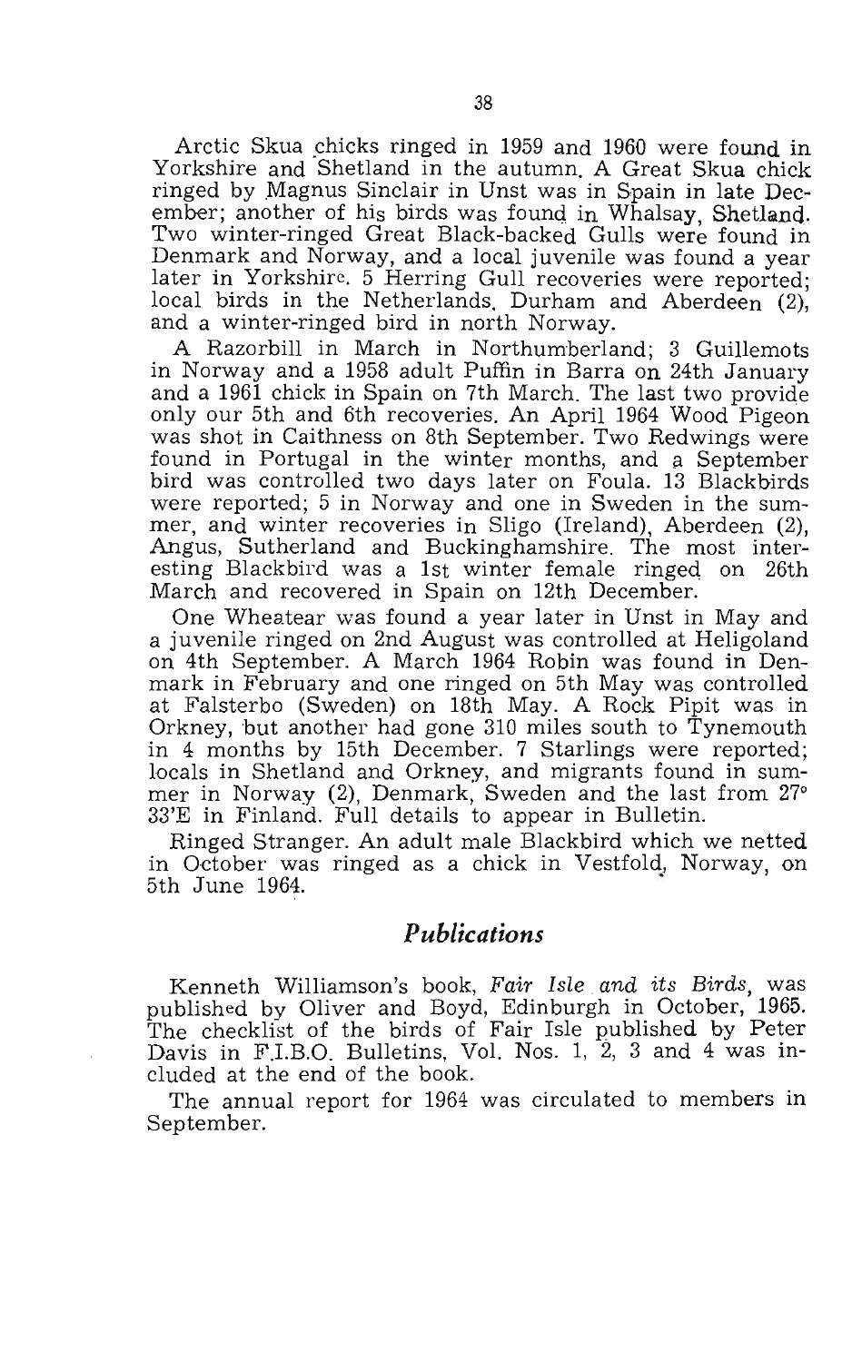Arctic Skua chicks ringed in 1959 and 1960 were found in Yorkshire and Shetland in the autumn. A Great Skua chick ringed by Magnus Sinclair in Unst was in Spain in late December; another of his birds was found in Whalsay, Shetland. Two winter-ringed Great Black-backed Gulls were found in Denmark and Norway, and a local juvenile was found a year later in Yorkshire. 5 Herring Gull recoveries were reported; local birds in the Netherlands, Durham and Aberdeen (2), and a winter-ringed bird in north Norway.

A Razorbill in March in Northumberland; 3 Guillemots in Norway and a 1958 adult Puffin in Barra on 24th January and a 1961 chick in Spain on 7th March. The last two provide only our 5th and 6th recoveries. An April 1964 Wood Pigeon was shot in Caithness on 8th September. Two Redwings were found in Portugal in the winter months, and a September bird was controlled two days later on Foula. 13 Blackbirds were reported; 5 in Norway and one in Sweden in the summer, and winter recoveries in Sligo (Ireland), Aberdeen (2), Angus, Sutherland and Buckinghamshire. The most interesting Blackbird was a 1st winter female ringed on 26th March and recovered in Spain on 12th December.

One Wheatear was found a year later in Unst in May and a juvenile ringed on 2nd August was controlled at Heligoland on 4th September. A March 1964 Robin was found in Denmark in February and one ringed on 5th May was controlled at Falsterbo (Sweden) on 18th May. A Rock Pipit was in Orkney, but another had gone 310 miles south to Tynemouth in 4 months by 15th December. 7 Starlings were reported; locals in Shetland and Orkney, and migrants found in summer in Norway (2), Denmark, Sweden and the last from 27° 33'E in Finland. Full details to appear in Bulletin.

Ringed Stranger. An adult male Blackbird which we netted in October was ringed as a chick in Vestfold, Norway, on 5th June 1964.

## *Publications*

Kenneth Williamson's book, *Fair Isle and its Birds*, was published by Oliver and Boyd, Edinburgh in October, 1965. The checklist of the birds of Fair Isle published by Peter Davis in F.I.B.O. Bulletins, Vol. Nos. 1, 2, 3 and 4 was included at the end of the book.

The annual report for 1964 was circulated to members in September.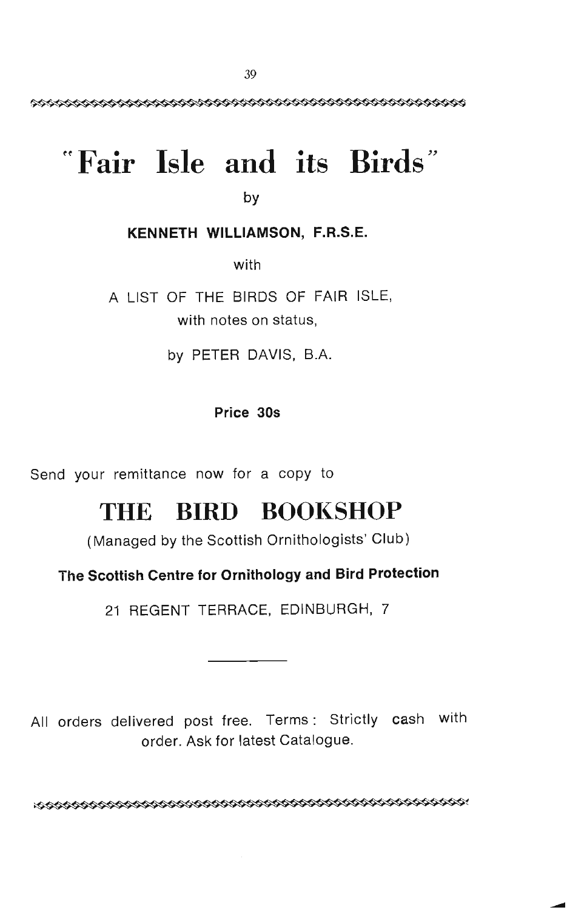# "Fair Isle and its Birds"

by

**KENNETH WILLIAMSON, F.R.S.E.**

with

A LIST OF THE BIRDS OF FAIR ISLE,
with notes on status,

by PETER DAVIS, B.A.

**Price 30s**

Send your remittance now for a copy to

## THE BIRD BOOKSHOP

(Managed by the Scottish Ornithologists' Club)

**The Scottish Centre for Ornithology and Bird Protection**

21 REGENT TERRACE, EDINBURGH, 7

---

All orders delivered post free. Terms: Strictly cash with order. Ask for latest Catalogue.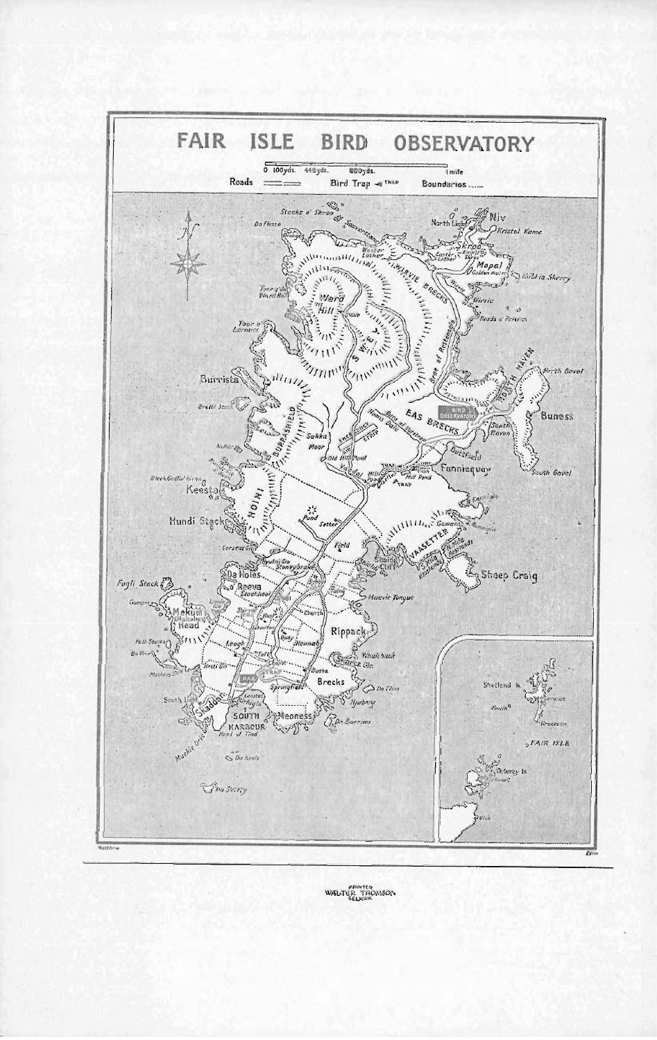# FAIR ISLE BIRD OBSERVATORY

0 100yds. 440yds. 880yds. 1 mile

Roads — Bird Trap — Boundaries ......

N

Stacks o' Skroo

Da Fless

Niv

North Light

Kristal Kame

Skroo

Mopal

Golden Water

Wester Lother

Easter Lother

Ward Hill

Hirvie

Burrista

Buness

South Haven

North Haven

Bird Observatory

Eas Brecks

Furth Gevel

South Gevel

Funniequoy

Sukka Moor

Burrashield

Keestoo

Hundi Stack

Hoini

Pund

Setter

Field

Vaasetter

Sheep Craig

Fugli Stack

Da Holes

Reeva

Stoneybrake

Malcolm's Head

Taing

Church

Rippack

Leogh

Kennaby

Brecks

Skadan

South Harbour

Head of Tind

Meoness

Da Burrian

Da Keels

Da Sworry

Shetland Is.

Fair Isle

Orkney Is.

PRINTED
WALTER THOMSON
SELKIRK